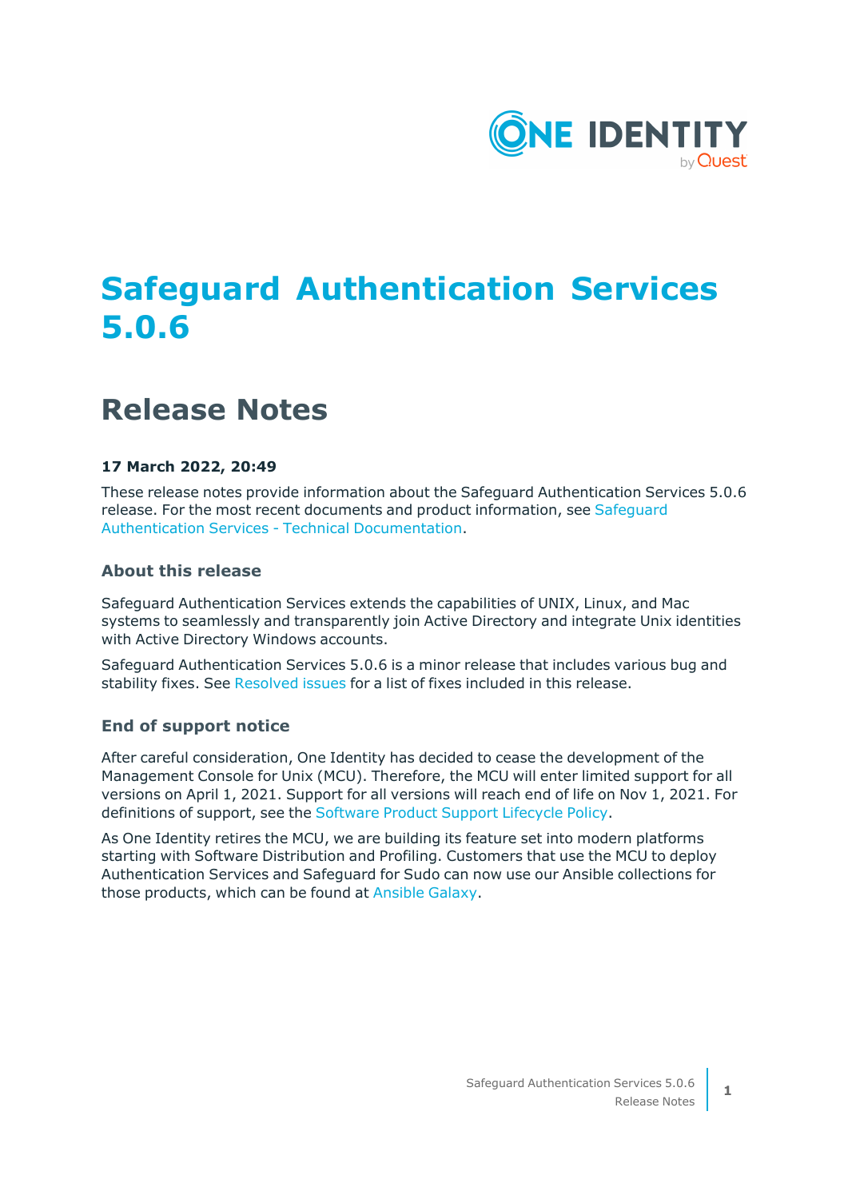# Safeguard Authentication Services 5.0.6

## Release Notes

**17 March 2022, 20:49**

These release notes provide information about the Safeguard Authentication Services 5.0.6 release. For the most recent documents and product information, see Safeguard Authentication Services - Technical Documentation.

### About this release

Safeguard Authentication Services extends the capabilities of UNIX, Linux, and Mac systems to seamlessly and transparently join Active Directory and integrate Unix identities with Active Directory Windows accounts.

Safeguard Authentication Services 5.0.6 is a minor release that includes various bug and stability fixes. See Resolved issues for a list of fixes included in this release.

### End of support notice

After careful consideration, One Identity has decided to cease the development of the Management Console for Unix (MCU). Therefore, the MCU will enter limited support for all versions on April 1, 2021. Support for all versions will reach end of life on Nov 1, 2021. For definitions of support, see the Software Product Support Lifecycle Policy.

As One Identity retires the MCU, we are building its feature set into modern platforms starting with Software Distribution and Profiling. Customers that use the MCU to deploy Authentication Services and Safeguard for Sudo can now use our Ansible collections for those products, which can be found at Ansible Galaxy.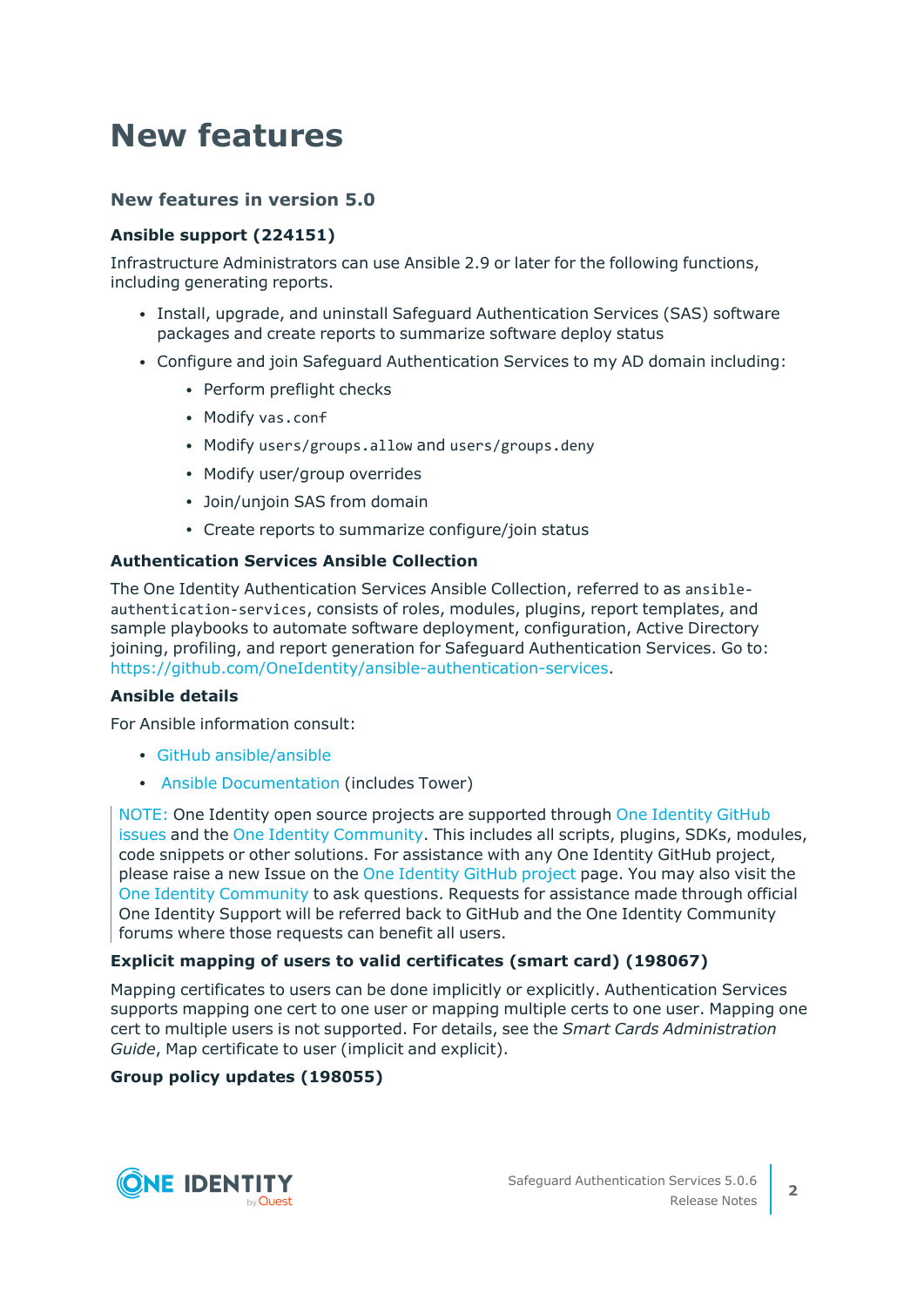# New features

## New features in version 5.0

### Ansible support (224151)

Infrastructure Administrators can use Ansible 2.9 or later for the following functions, including generating reports.

- Install, upgrade, and uninstall Safeguard Authentication Services (SAS) software packages and create reports to summarize software deploy status
- Configure and join Safeguard Authentication Services to my AD domain including:
  - Perform preflight checks
  - Modify `vas.conf`
  - Modify `users/groups.allow` and `users/groups.deny`
  - Modify user/group overrides
  - Join/unjoin SAS from domain
  - Create reports to summarize configure/join status

### Authentication Services Ansible Collection

The One Identity Authentication Services Ansible Collection, referred to as `ansible-authentication-services`, consists of roles, modules, plugins, report templates, and sample playbooks to automate software deployment, configuration, Active Directory joining, profiling, and report generation for Safeguard Authentication Services. Go to: https://github.com/OneIdentity/ansible-authentication-services.

### Ansible details

For Ansible information consult:

- GitHub ansible/ansible
- Ansible Documentation (includes Tower)

> NOTE: One Identity open source projects are supported through One Identity GitHub issues and the One Identity Community. This includes all scripts, plugins, SDKs, modules, code snippets or other solutions. For assistance with any One Identity GitHub project, please raise a new Issue on the One Identity GitHub project page. You may also visit the One Identity Community to ask questions. Requests for assistance made through official One Identity Support will be referred back to GitHub and the One Identity Community forums where those requests can benefit all users.

### Explicit mapping of users to valid certificates (smart card) (198067)

Mapping certificates to users can be done implicitly or explicitly. Authentication Services supports mapping one cert to one user or mapping multiple certs to one user. Mapping one cert to multiple users is not supported. For details, see the *Smart Cards Administration Guide*, Map certificate to user (implicit and explicit).

### Group policy updates (198055)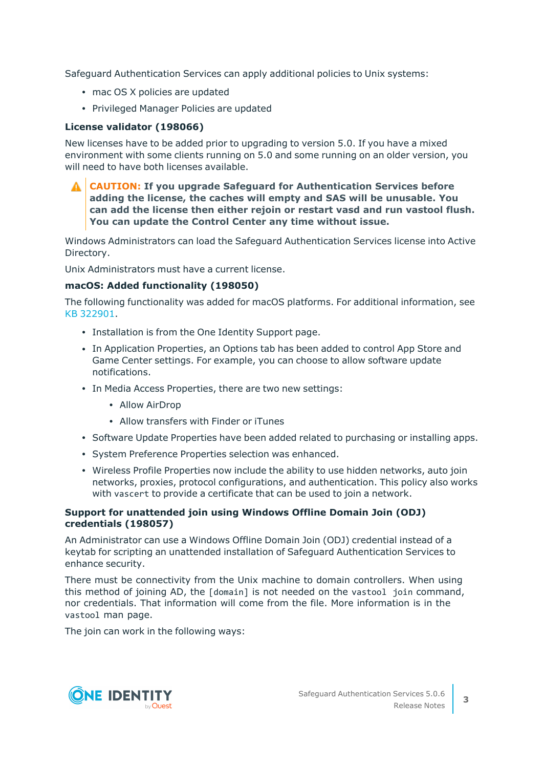Safeguard Authentication Services can apply additional policies to Unix systems:

- mac OS X policies are updated
- Privileged Manager Policies are updated

### License validator (198066)

New licenses have to be added prior to upgrading to version 5.0. If you have a mixed environment with some clients running on 5.0 and some running on an older version, you will need to have both licenses available.

> **CAUTION: If you upgrade Safeguard for Authentication Services before adding the license, the caches will empty and SAS will be unusable. You can add the license then either rejoin or restart vasd and run vastool flush. You can update the Control Center any time without issue.**

Windows Administrators can load the Safeguard Authentication Services license into Active Directory.

Unix Administrators must have a current license.

### macOS: Added functionality (198050)

The following functionality was added for macOS platforms. For additional information, see KB 322901.

- Installation is from the One Identity Support page.
- In Application Properties, an Options tab has been added to control App Store and Game Center settings. For example, you can choose to allow software update notifications.
- In Media Access Properties, there are two new settings:
  - Allow AirDrop
  - Allow transfers with Finder or iTunes
- Software Update Properties have been added related to purchasing or installing apps.
- System Preference Properties selection was enhanced.
- Wireless Profile Properties now include the ability to use hidden networks, auto join networks, proxies, protocol configurations, and authentication. This policy also works with `vascert` to provide a certificate that can be used to join a network.

### Support for unattended join using Windows Offline Domain Join (ODJ) credentials (198057)

An Administrator can use a Windows Offline Domain Join (ODJ) credential instead of a keytab for scripting an unattended installation of Safeguard Authentication Services to enhance security.

There must be connectivity from the Unix machine to domain controllers. When using this method of joining AD, the `[domain]` is not needed on the `vastool join` command, nor credentials. That information will come from the file. More information is in the `vastool` man page.

The join can work in the following ways: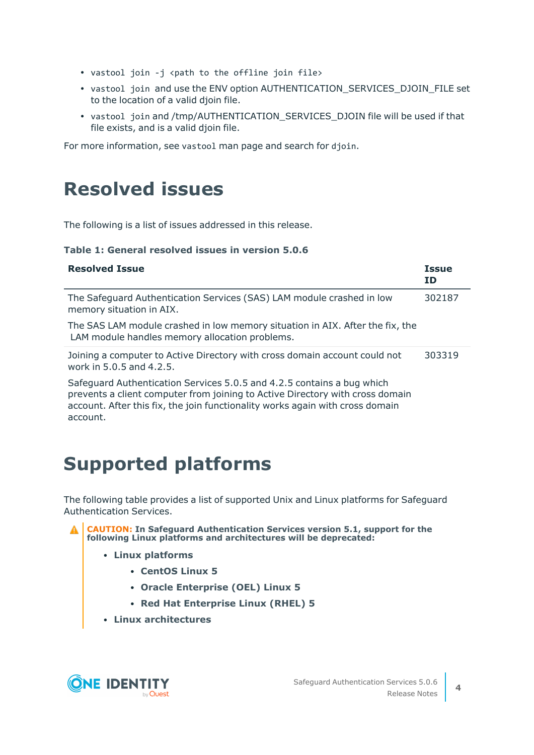- `vastool join -j <path to the offline join file>`
- `vastool join` and use the ENV option AUTHENTICATION_SERVICES_DJOIN_FILE set to the location of a valid djoin file.
- `vastool join` and /tmp/AUTHENTICATION_SERVICES_DJOIN file will be used if that file exists, and is a valid djoin file.

For more information, see `vastool` man page and search for `djoin`.

# Resolved issues

The following is a list of issues addressed in this release.

**Table 1: General resolved issues in version 5.0.6**

| Resolved Issue | Issue ID |
|---|---|
| The Safeguard Authentication Services (SAS) LAM module crashed in low memory situation in AIX.<br><br>The SAS LAM module crashed in low memory situation in AIX. After the fix, the LAM module handles memory allocation problems. | 302187 |
| Joining a computer to Active Directory with cross domain account could not work in 5.0.5 and 4.2.5.<br><br>Safeguard Authentication Services 5.0.5 and 4.2.5 contains a bug which prevents a client computer from joining to Active Directory with cross domain account. After this fix, the join functionality works again with cross domain account. | 303319 |

# Supported platforms

The following table provides a list of supported Unix and Linux platforms for Safeguard Authentication Services.

> **CAUTION: In Safeguard Authentication Services version 5.1, support for the following Linux platforms and architectures will be deprecated:**
>
> - **Linux platforms**
>     - **CentOS Linux 5**
>     - **Oracle Enterprise (OEL) Linux 5**
>     - **Red Hat Enterprise Linux (RHEL) 5**
> - **Linux architectures**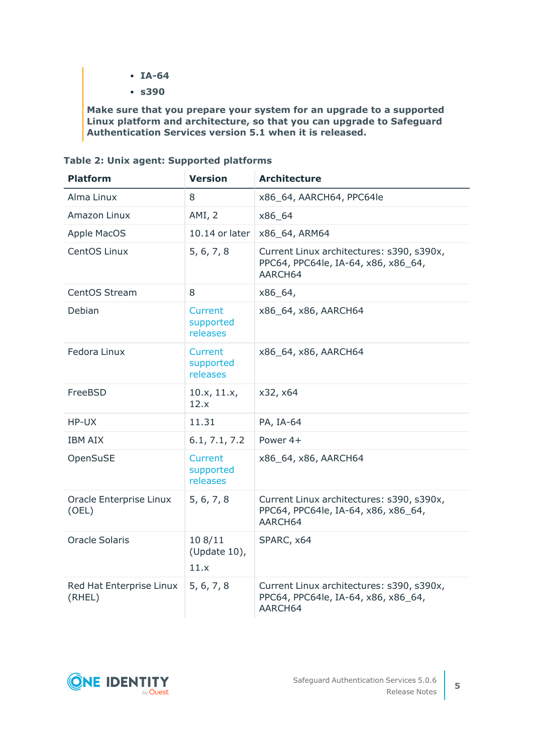- **IA-64**
- **s390**

**Make sure that you prepare your system for an upgrade to a supported Linux platform and architecture, so that you can upgrade to Safeguard Authentication Services version 5.1 when it is released.**

**Table 2: Unix agent: Supported platforms**

| Platform | Version | Architecture |
|---|---|---|
| Alma Linux | 8 | x86_64, AARCH64, PPC64le |
| Amazon Linux | AMI, 2 | x86_64 |
| Apple MacOS | 10.14 or later | x86_64, ARM64 |
| CentOS Linux | 5, 6, 7, 8 | Current Linux architectures: s390, s390x, PPC64, PPC64le, IA-64, x86, x86_64, AARCH64 |
| CentOS Stream | 8 | x86_64, |
| Debian | Current supported releases | x86_64, x86, AARCH64 |
| Fedora Linux | Current supported releases | x86_64, x86, AARCH64 |
| FreeBSD | 10.x, 11.x, 12.x | x32, x64 |
| HP-UX | 11.31 | PA, IA-64 |
| IBM AIX | 6.1, 7.1, 7.2 | Power 4+ |
| OpenSuSE | Current supported releases | x86_64, x86, AARCH64 |
| Oracle Enterprise Linux (OEL) | 5, 6, 7, 8 | Current Linux architectures: s390, s390x, PPC64, PPC64le, IA-64, x86, x86_64, AARCH64 |
| Oracle Solaris | 10 8/11 (Update 10), 11.x | SPARC, x64 |
| Red Hat Enterprise Linux (RHEL) | 5, 6, 7, 8 | Current Linux architectures: s390, s390x, PPC64, PPC64le, IA-64, x86, x86_64, AARCH64 |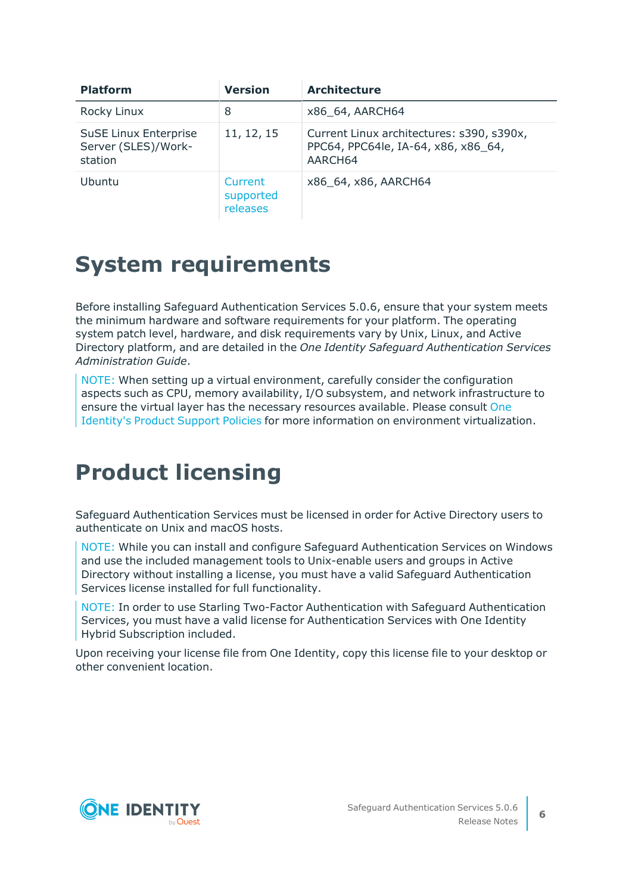| Platform | Version | Architecture |
|---|---|---|
| Rocky Linux | 8 | x86_64, AARCH64 |
| SuSE Linux Enterprise Server (SLES)/Work-station | 11, 12, 15 | Current Linux architectures: s390, s390x, PPC64, PPC64le, IA-64, x86, x86_64, AARCH64 |
| Ubuntu | Current supported releases | x86_64, x86, AARCH64 |

# System requirements

Before installing Safeguard Authentication Services 5.0.6, ensure that your system meets the minimum hardware and software requirements for your platform. The operating system patch level, hardware, and disk requirements vary by Unix, Linux, and Active Directory platform, and are detailed in the *One Identity Safeguard Authentication Services Administration Guide*.

> NOTE: When setting up a virtual environment, carefully consider the configuration aspects such as CPU, memory availability, I/O subsystem, and network infrastructure to ensure the virtual layer has the necessary resources available. Please consult One Identity's Product Support Policies for more information on environment virtualization.

# Product licensing

Safeguard Authentication Services must be licensed in order for Active Directory users to authenticate on Unix and macOS hosts.

> NOTE: While you can install and configure Safeguard Authentication Services on Windows and use the included management tools to Unix-enable users and groups in Active Directory without installing a license, you must have a valid Safeguard Authentication Services license installed for full functionality.

> NOTE: In order to use Starling Two-Factor Authentication with Safeguard Authentication Services, you must have a valid license for Authentication Services with One Identity Hybrid Subscription included.

Upon receiving your license file from One Identity, copy this license file to your desktop or other convenient location.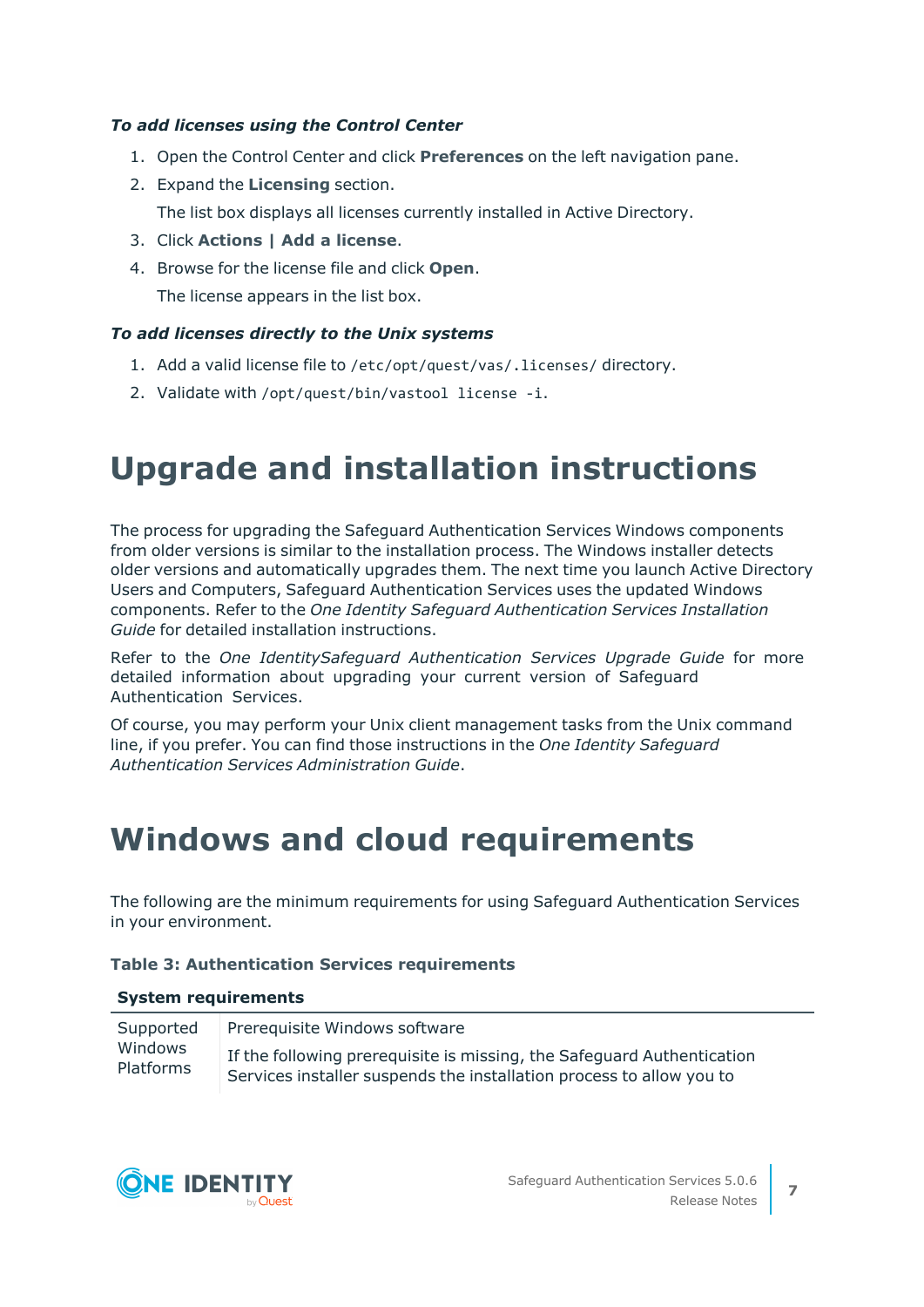*To add licenses using the Control Center*

1. Open the Control Center and click **Preferences** on the left navigation pane.
2. Expand the **Licensing** section.

   The list box displays all licenses currently installed in Active Directory.
3. Click **Actions | Add a license**.
4. Browse for the license file and click **Open**.

   The license appears in the list box.

*To add licenses directly to the Unix systems*

1. Add a valid license file to `/etc/opt/quest/vas/.licenses/` directory.
2. Validate with `/opt/quest/bin/vastool license -i`.

# Upgrade and installation instructions

The process for upgrading the Safeguard Authentication Services Windows components from older versions is similar to the installation process. The Windows installer detects older versions and automatically upgrades them. The next time you launch Active Directory Users and Computers, Safeguard Authentication Services uses the updated Windows components. Refer to the *One Identity Safeguard Authentication Services Installation Guide* for detailed installation instructions.

Refer to the *One IdentitySafeguard Authentication Services Upgrade Guide* for more detailed information about upgrading your current version of Safeguard Authentication Services.

Of course, you may perform your Unix client management tasks from the Unix command line, if you prefer. You can find those instructions in the *One Identity Safeguard Authentication Services Administration Guide*.

# Windows and cloud requirements

The following are the minimum requirements for using Safeguard Authentication Services in your environment.

**Table 3: Authentication Services requirements**

| System requirements | |
|---|---|
| Supported Windows Platforms | Prerequisite Windows software<br><br>If the following prerequisite is missing, the Safeguard Authentication Services installer suspends the installation process to allow you to |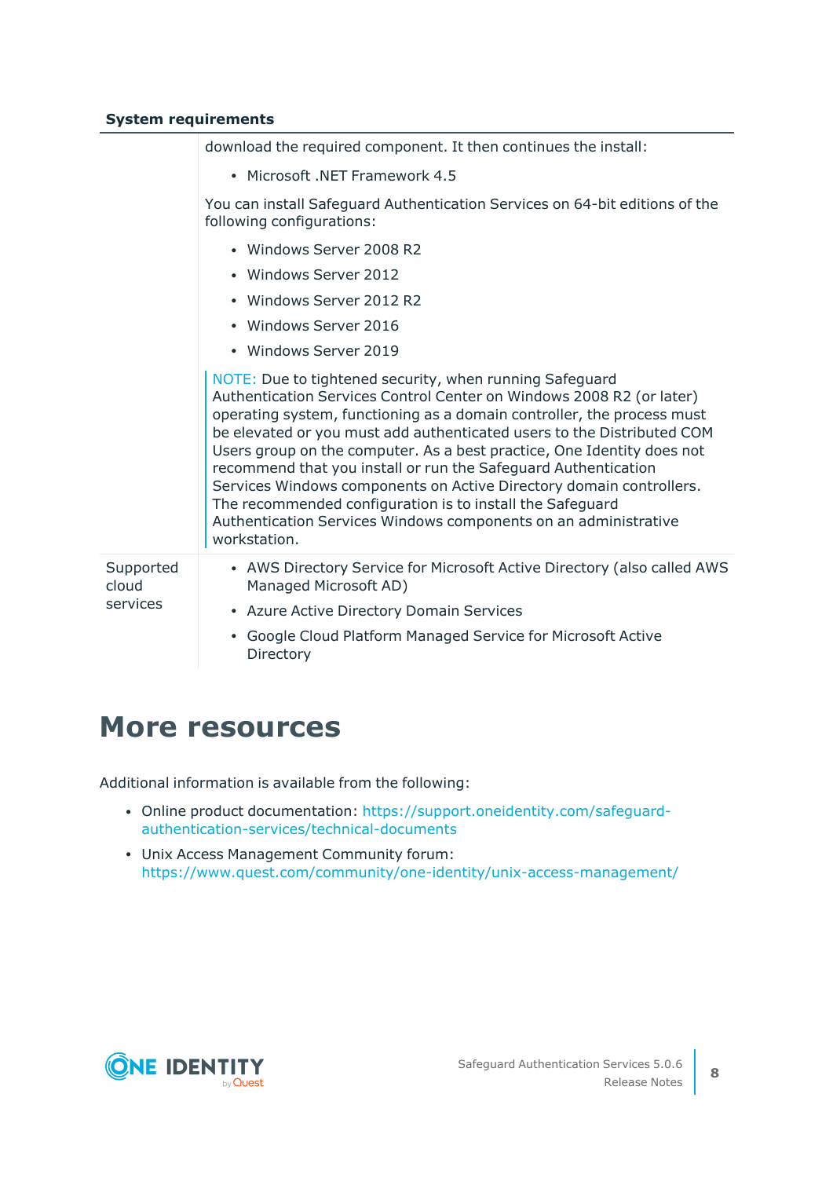**System requirements**

| | |
|---|---|
| | download the required component. It then continues the install:<br><br>• Microsoft .NET Framework 4.5<br><br>You can install Safeguard Authentication Services on 64-bit editions of the following configurations:<br><br>• Windows Server 2008 R2<br>• Windows Server 2012<br>• Windows Server 2012 R2<br>• Windows Server 2016<br>• Windows Server 2019<br><br>NOTE: Due to tightened security, when running Safeguard Authentication Services Control Center on Windows 2008 R2 (or later) operating system, functioning as a domain controller, the process must be elevated or you must add authenticated users to the Distributed COM Users group on the computer. As a best practice, One Identity does not recommend that you install or run the Safeguard Authentication Services Windows components on Active Directory domain controllers. The recommended configuration is to install the Safeguard Authentication Services Windows components on an administrative workstation. |
| Supported cloud services | • AWS Directory Service for Microsoft Active Directory (also called AWS Managed Microsoft AD)<br>• Azure Active Directory Domain Services<br>• Google Cloud Platform Managed Service for Microsoft Active Directory |

# More resources

Additional information is available from the following:

- Online product documentation: https://support.oneidentity.com/safeguard-authentication-services/technical-documents
- Unix Access Management Community forum: https://www.quest.com/community/one-identity/unix-access-management/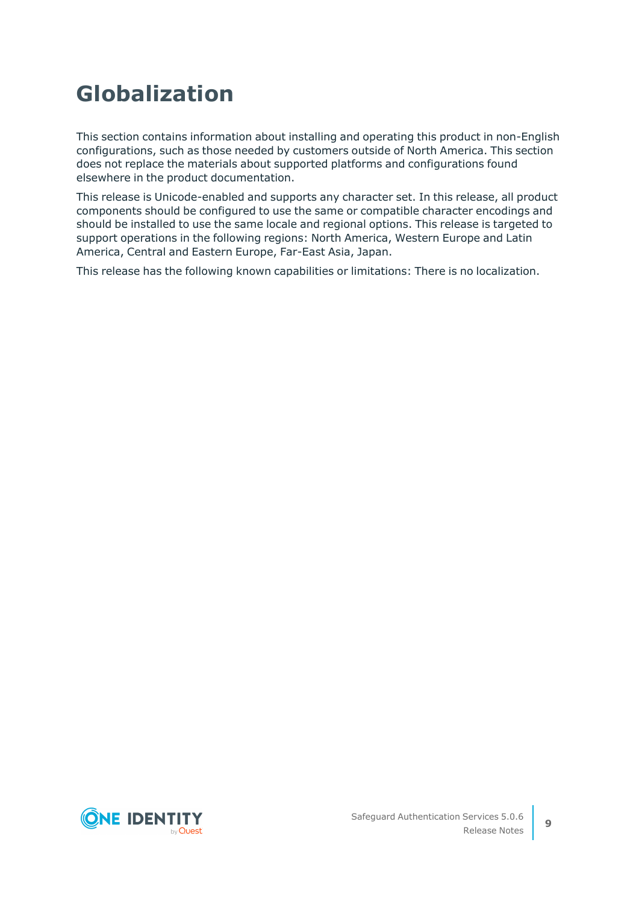# Globalization

This section contains information about installing and operating this product in non-English configurations, such as those needed by customers outside of North America. This section does not replace the materials about supported platforms and configurations found elsewhere in the product documentation.

This release is Unicode-enabled and supports any character set. In this release, all product components should be configured to use the same or compatible character encodings and should be installed to use the same locale and regional options. This release is targeted to support operations in the following regions: North America, Western Europe and Latin America, Central and Eastern Europe, Far-East Asia, Japan.

This release has the following known capabilities or limitations: There is no localization.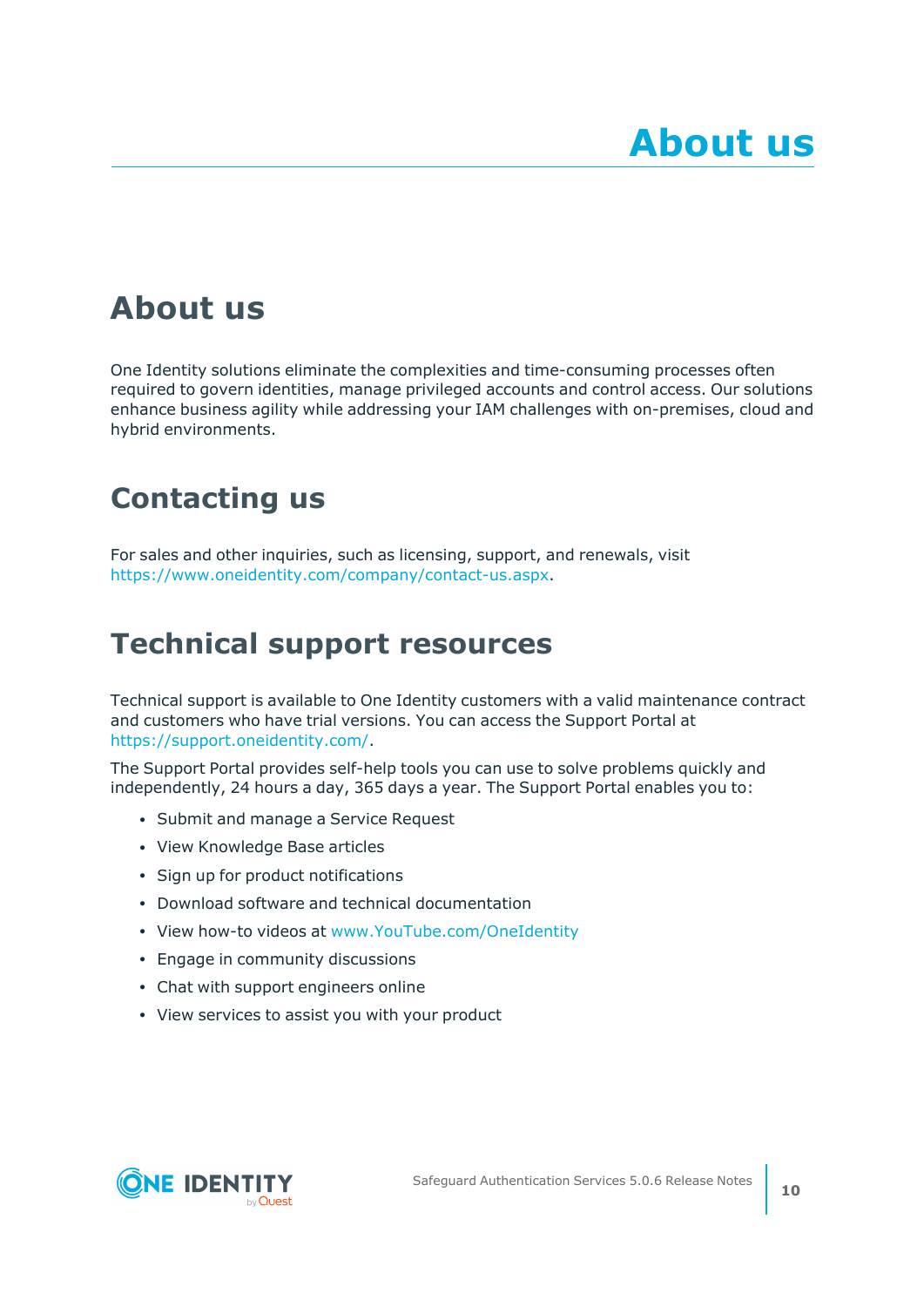# About us

## About us

One Identity solutions eliminate the complexities and time-consuming processes often required to govern identities, manage privileged accounts and control access. Our solutions enhance business agility while addressing your IAM challenges with on-premises, cloud and hybrid environments.

## Contacting us

For sales and other inquiries, such as licensing, support, and renewals, visit https://www.oneidentity.com/company/contact-us.aspx.

## Technical support resources

Technical support is available to One Identity customers with a valid maintenance contract and customers who have trial versions. You can access the Support Portal at https://support.oneidentity.com/.

The Support Portal provides self-help tools you can use to solve problems quickly and independently, 24 hours a day, 365 days a year. The Support Portal enables you to:

- Submit and manage a Service Request
- View Knowledge Base articles
- Sign up for product notifications
- Download software and technical documentation
- View how-to videos at www.YouTube.com/OneIdentity
- Engage in community discussions
- Chat with support engineers online
- View services to assist you with your product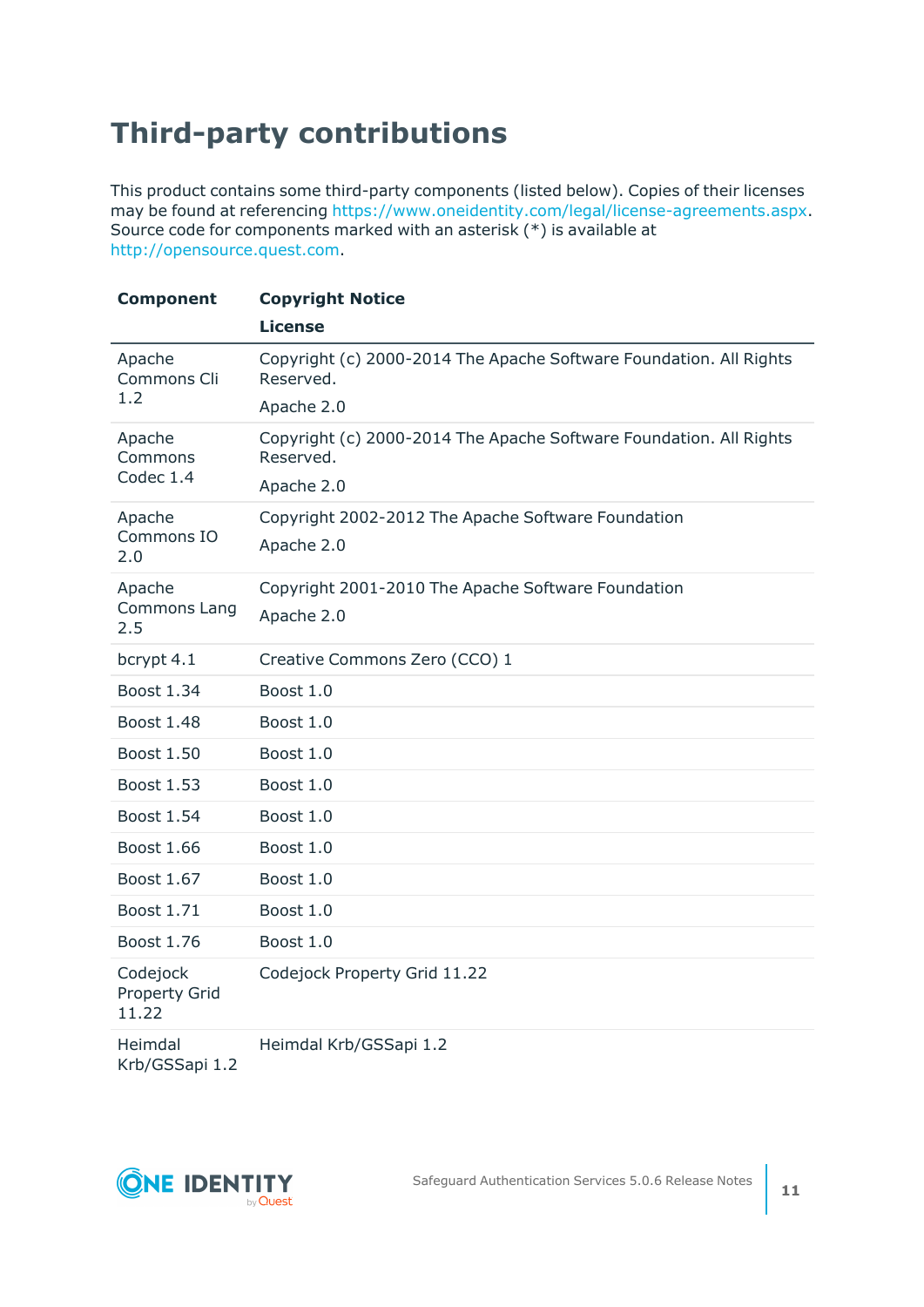# Third-party contributions

This product contains some third-party components (listed below). Copies of their licenses may be found at referencing https://www.oneidentity.com/legal/license-agreements.aspx. Source code for components marked with an asterisk (*) is available at http://opensource.quest.com.

| Component | Copyright Notice<br>License |
|---|---|
| Apache Commons Cli 1.2 | Copyright (c) 2000-2014 The Apache Software Foundation. All Rights Reserved.<br>Apache 2.0 |
| Apache Commons Codec 1.4 | Copyright (c) 2000-2014 The Apache Software Foundation. All Rights Reserved.<br>Apache 2.0 |
| Apache Commons IO 2.0 | Copyright 2002-2012 The Apache Software Foundation<br>Apache 2.0 |
| Apache Commons Lang 2.5 | Copyright 2001-2010 The Apache Software Foundation<br>Apache 2.0 |
| bcrypt 4.1 | Creative Commons Zero (CCO) 1 |
| Boost 1.34 | Boost 1.0 |
| Boost 1.48 | Boost 1.0 |
| Boost 1.50 | Boost 1.0 |
| Boost 1.53 | Boost 1.0 |
| Boost 1.54 | Boost 1.0 |
| Boost 1.66 | Boost 1.0 |
| Boost 1.67 | Boost 1.0 |
| Boost 1.71 | Boost 1.0 |
| Boost 1.76 | Boost 1.0 |
| Codejock Property Grid 11.22 | Codejock Property Grid 11.22 |
| Heimdal Krb/GSSapi 1.2 | Heimdal Krb/GSSapi 1.2 |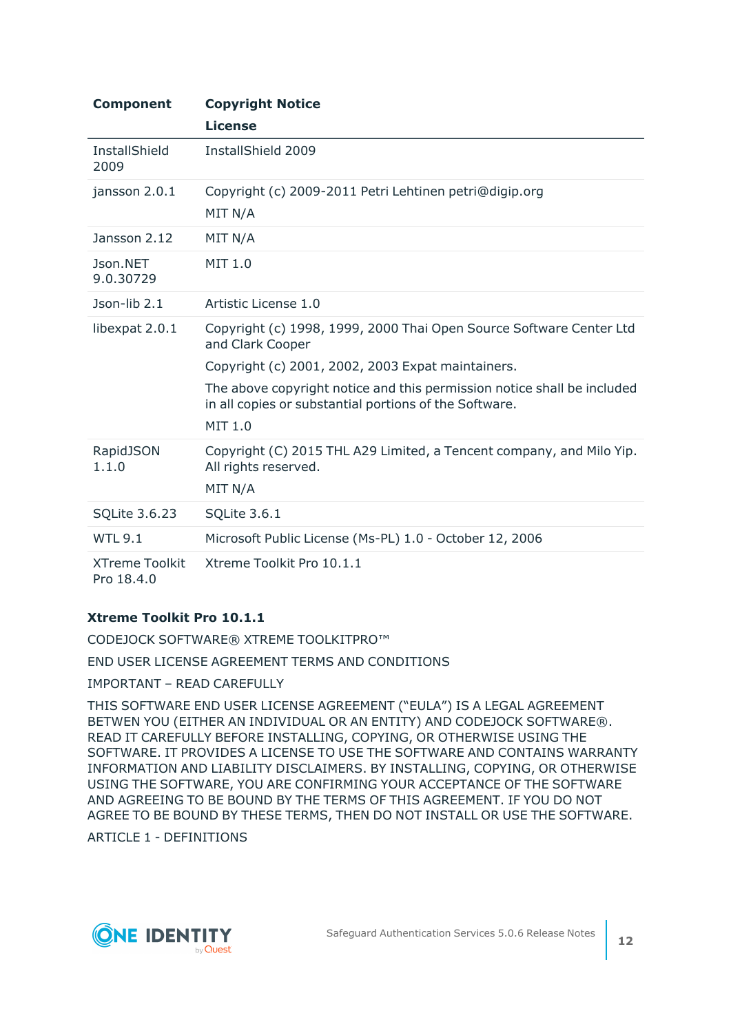| Component | Copyright Notice<br>License |
|---|---|
| InstallShield 2009 | InstallShield 2009 |
| jansson 2.0.1 | Copyright (c) 2009-2011 Petri Lehtinen petri@digip.org<br>MIT N/A |
| Jansson 2.12 | MIT N/A |
| Json.NET 9.0.30729 | MIT 1.0 |
| Json-lib 2.1 | Artistic License 1.0 |
| libexpat 2.0.1 | Copyright (c) 1998, 1999, 2000 Thai Open Source Software Center Ltd and Clark Cooper<br>Copyright (c) 2001, 2002, 2003 Expat maintainers.<br>The above copyright notice and this permission notice shall be included in all copies or substantial portions of the Software.<br>MIT 1.0 |
| RapidJSON 1.1.0 | Copyright (C) 2015 THL A29 Limited, a Tencent company, and Milo Yip. All rights reserved.<br>MIT N/A |
| SQLite 3.6.23 | SQLite 3.6.1 |
| WTL 9.1 | Microsoft Public License (Ms-PL) 1.0 - October 12, 2006 |
| XTreme Toolkit Pro 18.4.0 | Xtreme Toolkit Pro 10.1.1 |

**Xtreme Toolkit Pro 10.1.1**

CODEJOCK SOFTWARE® XTREME TOOLKITPRO™

END USER LICENSE AGREEMENT TERMS AND CONDITIONS

IMPORTANT – READ CAREFULLY

THIS SOFTWARE END USER LICENSE AGREEMENT ("EULA") IS A LEGAL AGREEMENT BETWEN YOU (EITHER AN INDIVIDUAL OR AN ENTITY) AND CODEJOCK SOFTWARE®. READ IT CAREFULLY BEFORE INSTALLING, COPYING, OR OTHERWISE USING THE SOFTWARE. IT PROVIDES A LICENSE TO USE THE SOFTWARE AND CONTAINS WARRANTY INFORMATION AND LIABILITY DISCLAIMERS. BY INSTALLING, COPYING, OR OTHERWISE USING THE SOFTWARE, YOU ARE CONFIRMING YOUR ACCEPTANCE OF THE SOFTWARE AND AGREEING TO BE BOUND BY THE TERMS OF THIS AGREEMENT. IF YOU DO NOT AGREE TO BE BOUND BY THESE TERMS, THEN DO NOT INSTALL OR USE THE SOFTWARE.

ARTICLE 1 - DEFINITIONS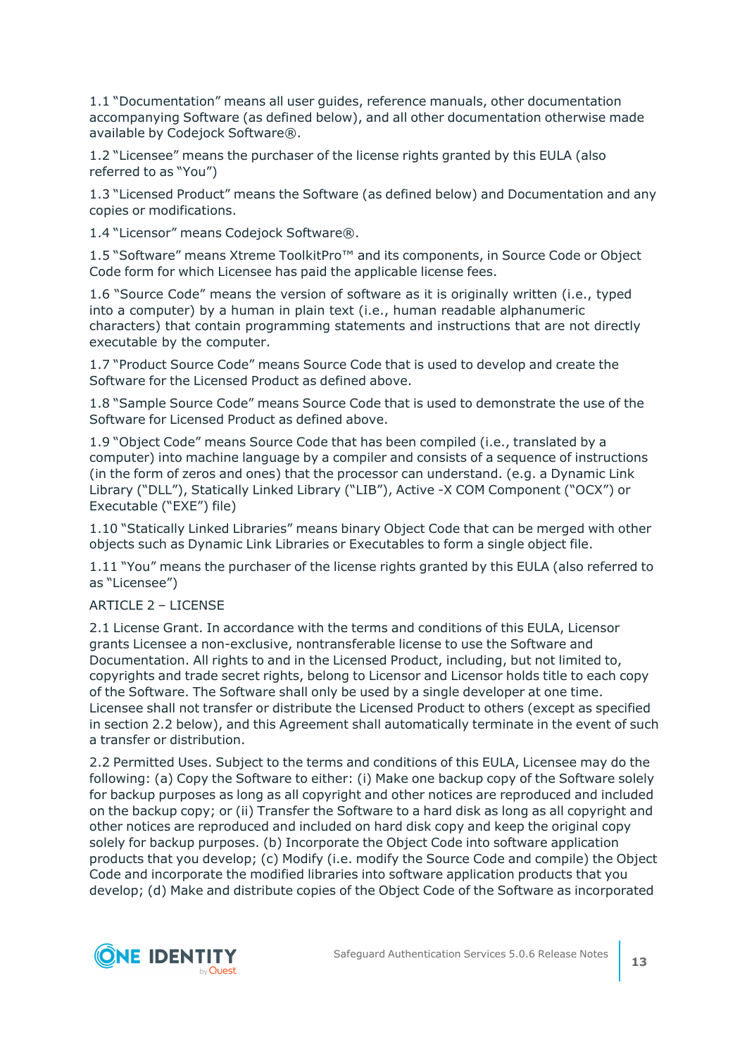1.1 “Documentation” means all user guides, reference manuals, other documentation accompanying Software (as defined below), and all other documentation otherwise made available by Codejock Software®.

1.2 “Licensee” means the purchaser of the license rights granted by this EULA (also referred to as “You”)

1.3 “Licensed Product” means the Software (as defined below) and Documentation and any copies or modifications.

1.4 “Licensor” means Codejock Software®.

1.5 “Software” means Xtreme ToolkitPro™ and its components, in Source Code or Object Code form for which Licensee has paid the applicable license fees.

1.6 “Source Code” means the version of software as it is originally written (i.e., typed into a computer) by a human in plain text (i.e., human readable alphanumeric characters) that contain programming statements and instructions that are not directly executable by the computer.

1.7 “Product Source Code” means Source Code that is used to develop and create the Software for the Licensed Product as defined above.

1.8 “Sample Source Code” means Source Code that is used to demonstrate the use of the Software for Licensed Product as defined above.

1.9 “Object Code” means Source Code that has been compiled (i.e., translated by a computer) into machine language by a compiler and consists of a sequence of instructions (in the form of zeros and ones) that the processor can understand. (e.g. a Dynamic Link Library (“DLL”), Statically Linked Library (“LIB”), Active -X COM Component (“OCX”) or Executable (“EXE”) file)

1.10 “Statically Linked Libraries” means binary Object Code that can be merged with other objects such as Dynamic Link Libraries or Executables to form a single object file.

1.11 “You” means the purchaser of the license rights granted by this EULA (also referred to as “Licensee”)

ARTICLE 2 – LICENSE

2.1 License Grant. In accordance with the terms and conditions of this EULA, Licensor grants Licensee a non-exclusive, nontransferable license to use the Software and Documentation. All rights to and in the Licensed Product, including, but not limited to, copyrights and trade secret rights, belong to Licensor and Licensor holds title to each copy of the Software. The Software shall only be used by a single developer at one time. Licensee shall not transfer or distribute the Licensed Product to others (except as specified in section 2.2 below), and this Agreement shall automatically terminate in the event of such a transfer or distribution.

2.2 Permitted Uses. Subject to the terms and conditions of this EULA, Licensee may do the following: (a) Copy the Software to either: (i) Make one backup copy of the Software solely for backup purposes as long as all copyright and other notices are reproduced and included on the backup copy; or (ii) Transfer the Software to a hard disk as long as all copyright and other notices are reproduced and included on hard disk copy and keep the original copy solely for backup purposes. (b) Incorporate the Object Code into software application products that you develop; (c) Modify (i.e. modify the Source Code and compile) the Object Code and incorporate the modified libraries into software application products that you develop; (d) Make and distribute copies of the Object Code of the Software as incorporated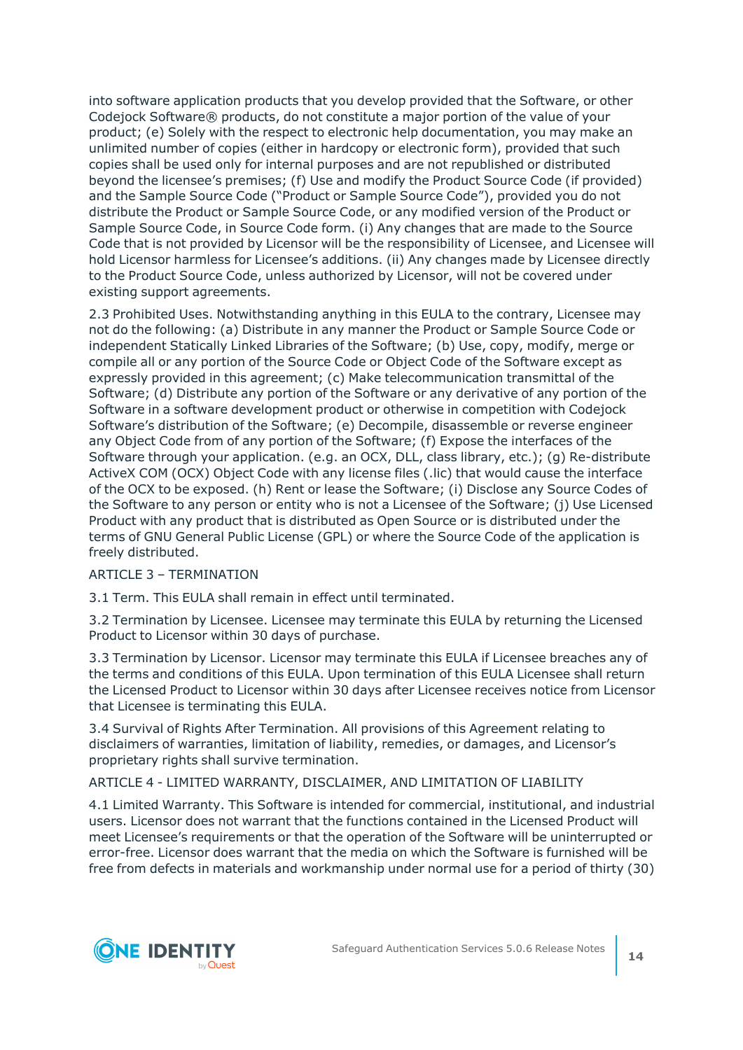into software application products that you develop provided that the Software, or other Codejock Software® products, do not constitute a major portion of the value of your product; (e) Solely with the respect to electronic help documentation, you may make an unlimited number of copies (either in hardcopy or electronic form), provided that such copies shall be used only for internal purposes and are not republished or distributed beyond the licensee's premises; (f) Use and modify the Product Source Code (if provided) and the Sample Source Code ("Product or Sample Source Code"), provided you do not distribute the Product or Sample Source Code, or any modified version of the Product or Sample Source Code, in Source Code form. (i) Any changes that are made to the Source Code that is not provided by Licensor will be the responsibility of Licensee, and Licensee will hold Licensor harmless for Licensee's additions. (ii) Any changes made by Licensee directly to the Product Source Code, unless authorized by Licensor, will not be covered under existing support agreements.

2.3 Prohibited Uses. Notwithstanding anything in this EULA to the contrary, Licensee may not do the following: (a) Distribute in any manner the Product or Sample Source Code or independent Statically Linked Libraries of the Software; (b) Use, copy, modify, merge or compile all or any portion of the Source Code or Object Code of the Software except as expressly provided in this agreement; (c) Make telecommunication transmittal of the Software; (d) Distribute any portion of the Software or any derivative of any portion of the Software in a software development product or otherwise in competition with Codejock Software's distribution of the Software; (e) Decompile, disassemble or reverse engineer any Object Code from of any portion of the Software; (f) Expose the interfaces of the Software through your application. (e.g. an OCX, DLL, class library, etc.); (g) Re-distribute ActiveX COM (OCX) Object Code with any license files (.lic) that would cause the interface of the OCX to be exposed. (h) Rent or lease the Software; (i) Disclose any Source Codes of the Software to any person or entity who is not a Licensee of the Software; (j) Use Licensed Product with any product that is distributed as Open Source or is distributed under the terms of GNU General Public License (GPL) or where the Source Code of the application is freely distributed.

ARTICLE 3 – TERMINATION

3.1 Term. This EULA shall remain in effect until terminated.

3.2 Termination by Licensee. Licensee may terminate this EULA by returning the Licensed Product to Licensor within 30 days of purchase.

3.3 Termination by Licensor. Licensor may terminate this EULA if Licensee breaches any of the terms and conditions of this EULA. Upon termination of this EULA Licensee shall return the Licensed Product to Licensor within 30 days after Licensee receives notice from Licensor that Licensee is terminating this EULA.

3.4 Survival of Rights After Termination. All provisions of this Agreement relating to disclaimers of warranties, limitation of liability, remedies, or damages, and Licensor's proprietary rights shall survive termination.

ARTICLE 4 - LIMITED WARRANTY, DISCLAIMER, AND LIMITATION OF LIABILITY

4.1 Limited Warranty. This Software is intended for commercial, institutional, and industrial users. Licensor does not warrant that the functions contained in the Licensed Product will meet Licensee's requirements or that the operation of the Software will be uninterrupted or error-free. Licensor does warrant that the media on which the Software is furnished will be free from defects in materials and workmanship under normal use for a period of thirty (30)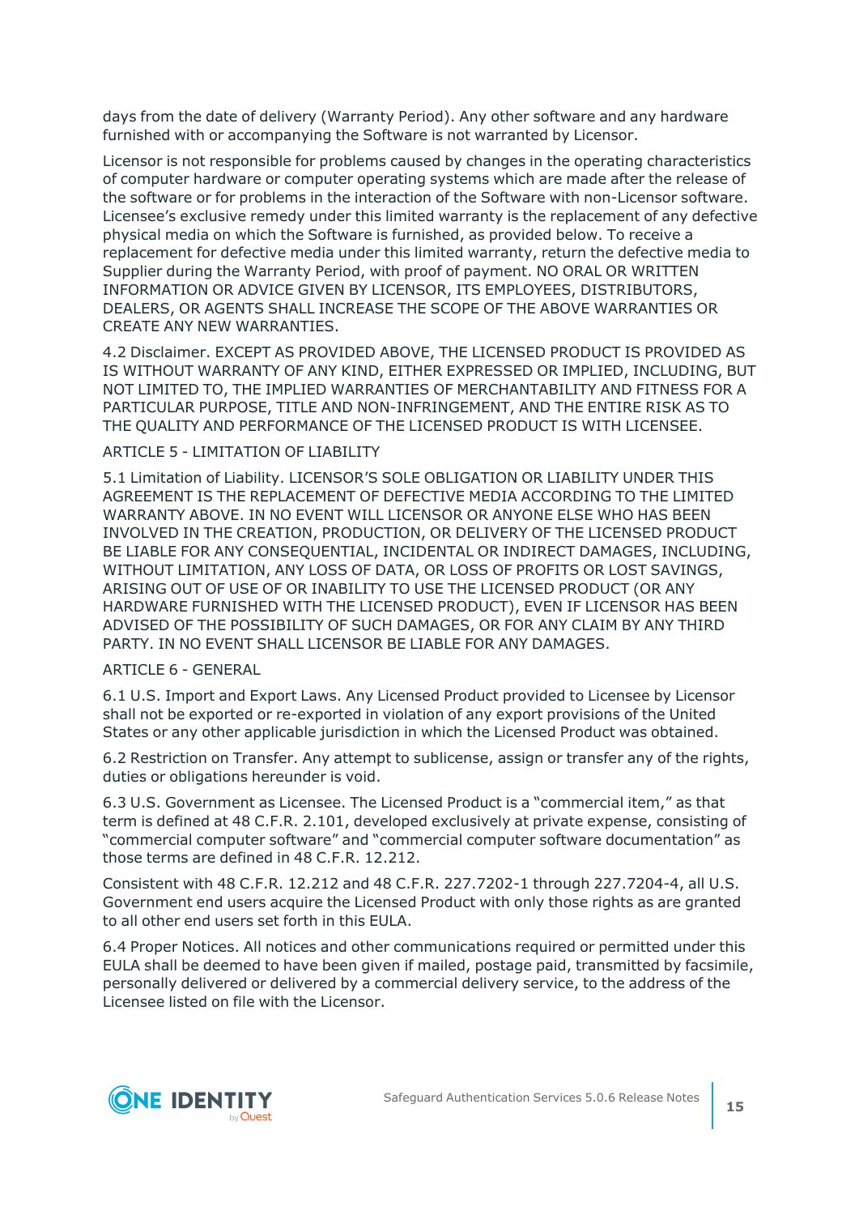days from the date of delivery (Warranty Period). Any other software and any hardware furnished with or accompanying the Software is not warranted by Licensor.

Licensor is not responsible for problems caused by changes in the operating characteristics of computer hardware or computer operating systems which are made after the release of the software or for problems in the interaction of the Software with non-Licensor software. Licensee's exclusive remedy under this limited warranty is the replacement of any defective physical media on which the Software is furnished, as provided below. To receive a replacement for defective media under this limited warranty, return the defective media to Supplier during the Warranty Period, with proof of payment. NO ORAL OR WRITTEN INFORMATION OR ADVICE GIVEN BY LICENSOR, ITS EMPLOYEES, DISTRIBUTORS, DEALERS, OR AGENTS SHALL INCREASE THE SCOPE OF THE ABOVE WARRANTIES OR CREATE ANY NEW WARRANTIES.

4.2 Disclaimer. EXCEPT AS PROVIDED ABOVE, THE LICENSED PRODUCT IS PROVIDED AS IS WITHOUT WARRANTY OF ANY KIND, EITHER EXPRESSED OR IMPLIED, INCLUDING, BUT NOT LIMITED TO, THE IMPLIED WARRANTIES OF MERCHANTABILITY AND FITNESS FOR A PARTICULAR PURPOSE, TITLE AND NON-INFRINGEMENT, AND THE ENTIRE RISK AS TO THE QUALITY AND PERFORMANCE OF THE LICENSED PRODUCT IS WITH LICENSEE.

ARTICLE 5 - LIMITATION OF LIABILITY

5.1 Limitation of Liability. LICENSOR'S SOLE OBLIGATION OR LIABILITY UNDER THIS AGREEMENT IS THE REPLACEMENT OF DEFECTIVE MEDIA ACCORDING TO THE LIMITED WARRANTY ABOVE. IN NO EVENT WILL LICENSOR OR ANYONE ELSE WHO HAS BEEN INVOLVED IN THE CREATION, PRODUCTION, OR DELIVERY OF THE LICENSED PRODUCT BE LIABLE FOR ANY CONSEQUENTIAL, INCIDENTAL OR INDIRECT DAMAGES, INCLUDING, WITHOUT LIMITATION, ANY LOSS OF DATA, OR LOSS OF PROFITS OR LOST SAVINGS, ARISING OUT OF USE OF OR INABILITY TO USE THE LICENSED PRODUCT (OR ANY HARDWARE FURNISHED WITH THE LICENSED PRODUCT), EVEN IF LICENSOR HAS BEEN ADVISED OF THE POSSIBILITY OF SUCH DAMAGES, OR FOR ANY CLAIM BY ANY THIRD PARTY. IN NO EVENT SHALL LICENSOR BE LIABLE FOR ANY DAMAGES.

ARTICLE 6 - GENERAL

6.1 U.S. Import and Export Laws. Any Licensed Product provided to Licensee by Licensor shall not be exported or re-exported in violation of any export provisions of the United States or any other applicable jurisdiction in which the Licensed Product was obtained.

6.2 Restriction on Transfer. Any attempt to sublicense, assign or transfer any of the rights, duties or obligations hereunder is void.

6.3 U.S. Government as Licensee. The Licensed Product is a "commercial item," as that term is defined at 48 C.F.R. 2.101, developed exclusively at private expense, consisting of "commercial computer software" and "commercial computer software documentation" as those terms are defined in 48 C.F.R. 12.212.

Consistent with 48 C.F.R. 12.212 and 48 C.F.R. 227.7202-1 through 227.7204-4, all U.S. Government end users acquire the Licensed Product with only those rights as are granted to all other end users set forth in this EULA.

6.4 Proper Notices. All notices and other communications required or permitted under this EULA shall be deemed to have been given if mailed, postage paid, transmitted by facsimile, personally delivered or delivered by a commercial delivery service, to the address of the Licensee listed on file with the Licensor.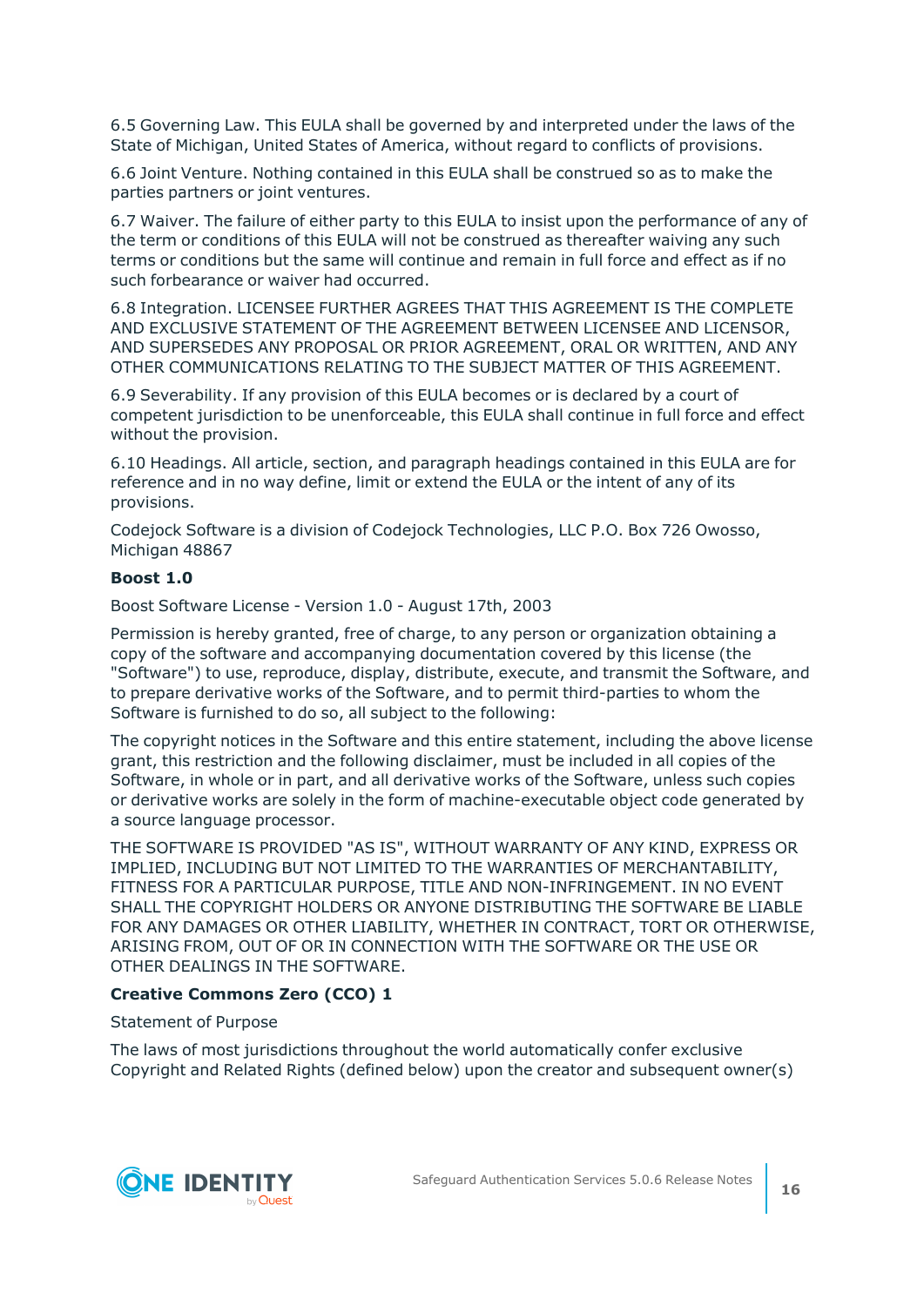6.5 Governing Law. This EULA shall be governed by and interpreted under the laws of the State of Michigan, United States of America, without regard to conflicts of provisions.

6.6 Joint Venture. Nothing contained in this EULA shall be construed so as to make the parties partners or joint ventures.

6.7 Waiver. The failure of either party to this EULA to insist upon the performance of any of the term or conditions of this EULA will not be construed as thereafter waiving any such terms or conditions but the same will continue and remain in full force and effect as if no such forbearance or waiver had occurred.

6.8 Integration. LICENSEE FURTHER AGREES THAT THIS AGREEMENT IS THE COMPLETE AND EXCLUSIVE STATEMENT OF THE AGREEMENT BETWEEN LICENSEE AND LICENSOR, AND SUPERSEDES ANY PROPOSAL OR PRIOR AGREEMENT, ORAL OR WRITTEN, AND ANY OTHER COMMUNICATIONS RELATING TO THE SUBJECT MATTER OF THIS AGREEMENT.

6.9 Severability. If any provision of this EULA becomes or is declared by a court of competent jurisdiction to be unenforceable, this EULA shall continue in full force and effect without the provision.

6.10 Headings. All article, section, and paragraph headings contained in this EULA are for reference and in no way define, limit or extend the EULA or the intent of any of its provisions.

Codejock Software is a division of Codejock Technologies, LLC P.O. Box 726 Owosso, Michigan 48867

**Boost 1.0**

Boost Software License - Version 1.0 - August 17th, 2003

Permission is hereby granted, free of charge, to any person or organization obtaining a copy of the software and accompanying documentation covered by this license (the "Software") to use, reproduce, display, distribute, execute, and transmit the Software, and to prepare derivative works of the Software, and to permit third-parties to whom the Software is furnished to do so, all subject to the following:

The copyright notices in the Software and this entire statement, including the above license grant, this restriction and the following disclaimer, must be included in all copies of the Software, in whole or in part, and all derivative works of the Software, unless such copies or derivative works are solely in the form of machine-executable object code generated by a source language processor.

THE SOFTWARE IS PROVIDED "AS IS", WITHOUT WARRANTY OF ANY KIND, EXPRESS OR IMPLIED, INCLUDING BUT NOT LIMITED TO THE WARRANTIES OF MERCHANTABILITY, FITNESS FOR A PARTICULAR PURPOSE, TITLE AND NON-INFRINGEMENT. IN NO EVENT SHALL THE COPYRIGHT HOLDERS OR ANYONE DISTRIBUTING THE SOFTWARE BE LIABLE FOR ANY DAMAGES OR OTHER LIABILITY, WHETHER IN CONTRACT, TORT OR OTHERWISE, ARISING FROM, OUT OF OR IN CONNECTION WITH THE SOFTWARE OR THE USE OR OTHER DEALINGS IN THE SOFTWARE.

**Creative Commons Zero (CCO) 1**

Statement of Purpose

The laws of most jurisdictions throughout the world automatically confer exclusive Copyright and Related Rights (defined below) upon the creator and subsequent owner(s)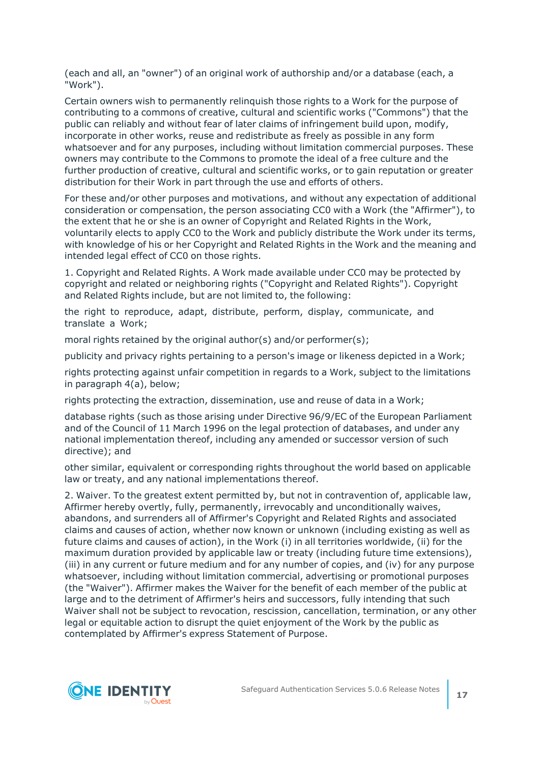(each and all, an "owner") of an original work of authorship and/or a database (each, a "Work").

Certain owners wish to permanently relinquish those rights to a Work for the purpose of contributing to a commons of creative, cultural and scientific works ("Commons") that the public can reliably and without fear of later claims of infringement build upon, modify, incorporate in other works, reuse and redistribute as freely as possible in any form whatsoever and for any purposes, including without limitation commercial purposes. These owners may contribute to the Commons to promote the ideal of a free culture and the further production of creative, cultural and scientific works, or to gain reputation or greater distribution for their Work in part through the use and efforts of others.

For these and/or other purposes and motivations, and without any expectation of additional consideration or compensation, the person associating CC0 with a Work (the "Affirmer"), to the extent that he or she is an owner of Copyright and Related Rights in the Work, voluntarily elects to apply CC0 to the Work and publicly distribute the Work under its terms, with knowledge of his or her Copyright and Related Rights in the Work and the meaning and intended legal effect of CC0 on those rights.

1. Copyright and Related Rights. A Work made available under CC0 may be protected by copyright and related or neighboring rights ("Copyright and Related Rights"). Copyright and Related Rights include, but are not limited to, the following:

the right to reproduce, adapt, distribute, perform, display, communicate, and translate a Work;

moral rights retained by the original author(s) and/or performer(s);

publicity and privacy rights pertaining to a person's image or likeness depicted in a Work;

rights protecting against unfair competition in regards to a Work, subject to the limitations in paragraph 4(a), below;

rights protecting the extraction, dissemination, use and reuse of data in a Work;

database rights (such as those arising under Directive 96/9/EC of the European Parliament and of the Council of 11 March 1996 on the legal protection of databases, and under any national implementation thereof, including any amended or successor version of such directive); and

other similar, equivalent or corresponding rights throughout the world based on applicable law or treaty, and any national implementations thereof.

2. Waiver. To the greatest extent permitted by, but not in contravention of, applicable law, Affirmer hereby overtly, fully, permanently, irrevocably and unconditionally waives, abandons, and surrenders all of Affirmer's Copyright and Related Rights and associated claims and causes of action, whether now known or unknown (including existing as well as future claims and causes of action), in the Work (i) in all territories worldwide, (ii) for the maximum duration provided by applicable law or treaty (including future time extensions), (iii) in any current or future medium and for any number of copies, and (iv) for any purpose whatsoever, including without limitation commercial, advertising or promotional purposes (the "Waiver"). Affirmer makes the Waiver for the benefit of each member of the public at large and to the detriment of Affirmer's heirs and successors, fully intending that such Waiver shall not be subject to revocation, rescission, cancellation, termination, or any other legal or equitable action to disrupt the quiet enjoyment of the Work by the public as contemplated by Affirmer's express Statement of Purpose.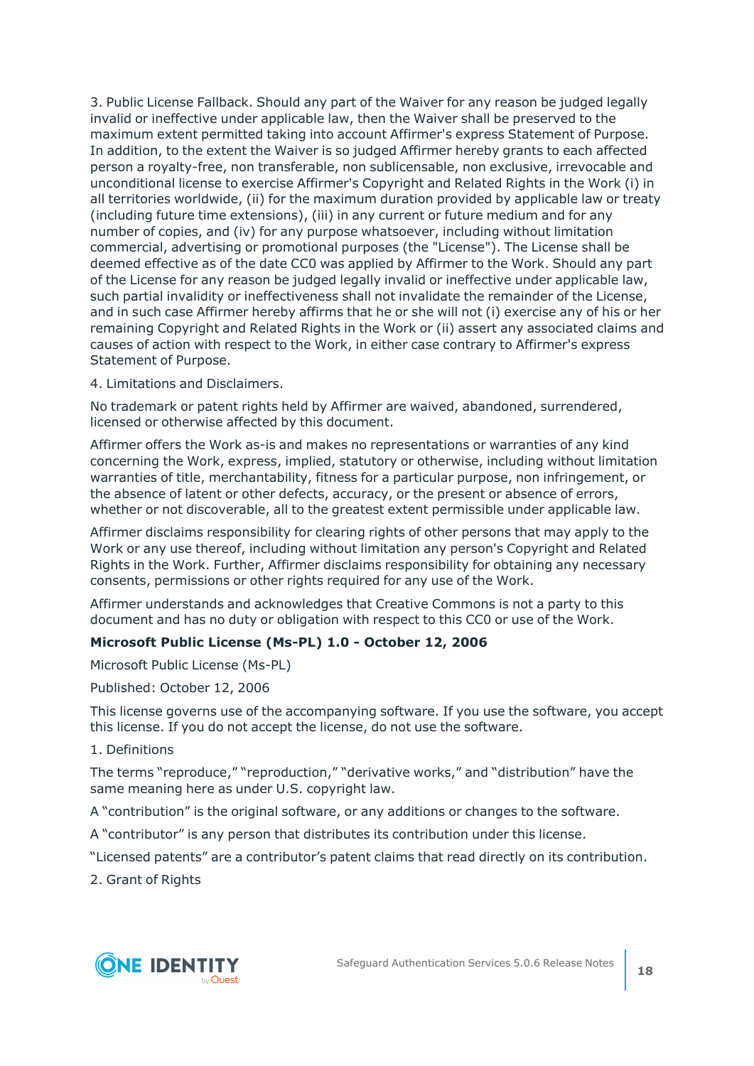3. Public License Fallback. Should any part of the Waiver for any reason be judged legally invalid or ineffective under applicable law, then the Waiver shall be preserved to the maximum extent permitted taking into account Affirmer's express Statement of Purpose. In addition, to the extent the Waiver is so judged Affirmer hereby grants to each affected person a royalty-free, non transferable, non sublicensable, non exclusive, irrevocable and unconditional license to exercise Affirmer's Copyright and Related Rights in the Work (i) in all territories worldwide, (ii) for the maximum duration provided by applicable law or treaty (including future time extensions), (iii) in any current or future medium and for any number of copies, and (iv) for any purpose whatsoever, including without limitation commercial, advertising or promotional purposes (the "License"). The License shall be deemed effective as of the date CC0 was applied by Affirmer to the Work. Should any part of the License for any reason be judged legally invalid or ineffective under applicable law, such partial invalidity or ineffectiveness shall not invalidate the remainder of the License, and in such case Affirmer hereby affirms that he or she will not (i) exercise any of his or her remaining Copyright and Related Rights in the Work or (ii) assert any associated claims and causes of action with respect to the Work, in either case contrary to Affirmer's express Statement of Purpose.

4. Limitations and Disclaimers.

No trademark or patent rights held by Affirmer are waived, abandoned, surrendered, licensed or otherwise affected by this document.

Affirmer offers the Work as-is and makes no representations or warranties of any kind concerning the Work, express, implied, statutory or otherwise, including without limitation warranties of title, merchantability, fitness for a particular purpose, non infringement, or the absence of latent or other defects, accuracy, or the present or absence of errors, whether or not discoverable, all to the greatest extent permissible under applicable law.

Affirmer disclaims responsibility for clearing rights of other persons that may apply to the Work or any use thereof, including without limitation any person's Copyright and Related Rights in the Work. Further, Affirmer disclaims responsibility for obtaining any necessary consents, permissions or other rights required for any use of the Work.

Affirmer understands and acknowledges that Creative Commons is not a party to this document and has no duty or obligation with respect to this CC0 or use of the Work.

**Microsoft Public License (Ms-PL) 1.0 - October 12, 2006**

Microsoft Public License (Ms-PL)

Published: October 12, 2006

This license governs use of the accompanying software. If you use the software, you accept this license. If you do not accept the license, do not use the software.

1. Definitions

The terms "reproduce," "reproduction," "derivative works," and "distribution" have the same meaning here as under U.S. copyright law.

A "contribution" is the original software, or any additions or changes to the software.

A "contributor" is any person that distributes its contribution under this license.

"Licensed patents" are a contributor's patent claims that read directly on its contribution.

2. Grant of Rights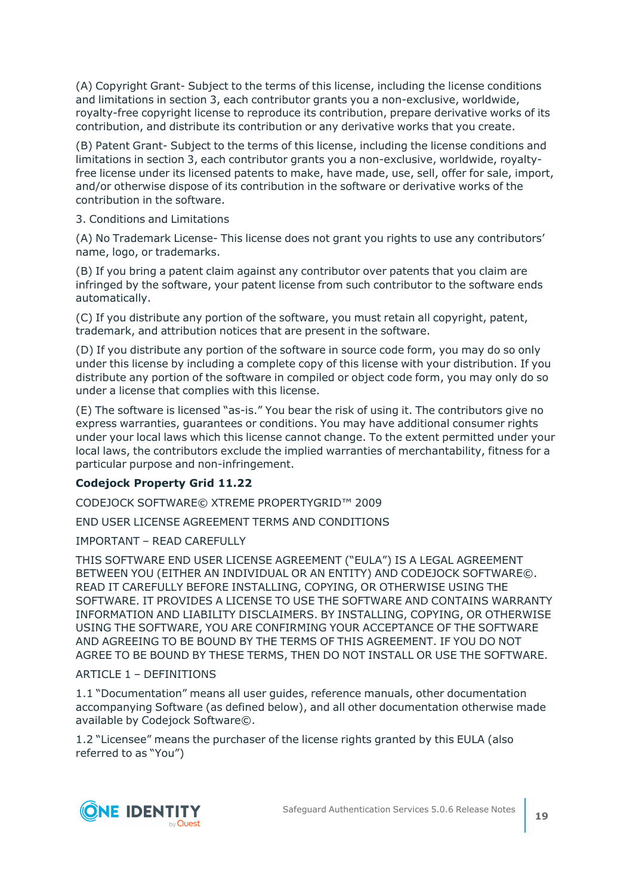(A) Copyright Grant- Subject to the terms of this license, including the license conditions and limitations in section 3, each contributor grants you a non-exclusive, worldwide, royalty-free copyright license to reproduce its contribution, prepare derivative works of its contribution, and distribute its contribution or any derivative works that you create.

(B) Patent Grant- Subject to the terms of this license, including the license conditions and limitations in section 3, each contributor grants you a non-exclusive, worldwide, royalty-free license under its licensed patents to make, have made, use, sell, offer for sale, import, and/or otherwise dispose of its contribution in the software or derivative works of the contribution in the software.

3. Conditions and Limitations

(A) No Trademark License- This license does not grant you rights to use any contributors' name, logo, or trademarks.

(B) If you bring a patent claim against any contributor over patents that you claim are infringed by the software, your patent license from such contributor to the software ends automatically.

(C) If you distribute any portion of the software, you must retain all copyright, patent, trademark, and attribution notices that are present in the software.

(D) If you distribute any portion of the software in source code form, you may do so only under this license by including a complete copy of this license with your distribution. If you distribute any portion of the software in compiled or object code form, you may only do so under a license that complies with this license.

(E) The software is licensed "as-is." You bear the risk of using it. The contributors give no express warranties, guarantees or conditions. You may have additional consumer rights under your local laws which this license cannot change. To the extent permitted under your local laws, the contributors exclude the implied warranties of merchantability, fitness for a particular purpose and non-infringement.

**Codejock Property Grid 11.22**

CODEJOCK SOFTWARE© XTREME PROPERTYGRID™ 2009

END USER LICENSE AGREEMENT TERMS AND CONDITIONS

IMPORTANT – READ CAREFULLY

THIS SOFTWARE END USER LICENSE AGREEMENT ("EULA") IS A LEGAL AGREEMENT BETWEEN YOU (EITHER AN INDIVIDUAL OR AN ENTITY) AND CODEJOCK SOFTWARE©. READ IT CAREFULLY BEFORE INSTALLING, COPYING, OR OTHERWISE USING THE SOFTWARE. IT PROVIDES A LICENSE TO USE THE SOFTWARE AND CONTAINS WARRANTY INFORMATION AND LIABILITY DISCLAIMERS. BY INSTALLING, COPYING, OR OTHERWISE USING THE SOFTWARE, YOU ARE CONFIRMING YOUR ACCEPTANCE OF THE SOFTWARE AND AGREEING TO BE BOUND BY THE TERMS OF THIS AGREEMENT. IF YOU DO NOT AGREE TO BE BOUND BY THESE TERMS, THEN DO NOT INSTALL OR USE THE SOFTWARE.

ARTICLE 1 – DEFINITIONS

1.1 "Documentation" means all user guides, reference manuals, other documentation accompanying Software (as defined below), and all other documentation otherwise made available by Codejock Software©.

1.2 "Licensee" means the purchaser of the license rights granted by this EULA (also referred to as "You")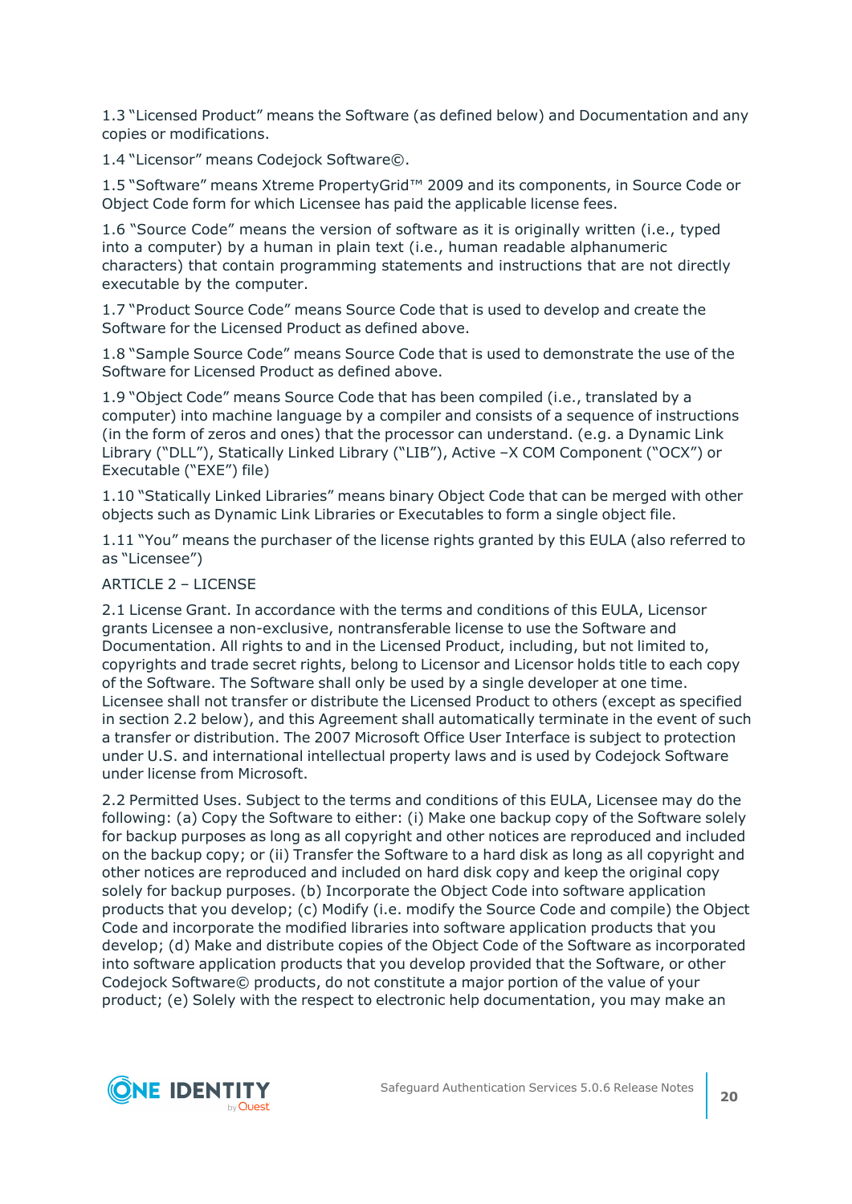1.3 “Licensed Product” means the Software (as defined below) and Documentation and any copies or modifications.

1.4 “Licensor” means Codejock Software©.

1.5 “Software” means Xtreme PropertyGrid™ 2009 and its components, in Source Code or Object Code form for which Licensee has paid the applicable license fees.

1.6 “Source Code” means the version of software as it is originally written (i.e., typed into a computer) by a human in plain text (i.e., human readable alphanumeric characters) that contain programming statements and instructions that are not directly executable by the computer.

1.7 “Product Source Code” means Source Code that is used to develop and create the Software for the Licensed Product as defined above.

1.8 “Sample Source Code” means Source Code that is used to demonstrate the use of the Software for Licensed Product as defined above.

1.9 “Object Code” means Source Code that has been compiled (i.e., translated by a computer) into machine language by a compiler and consists of a sequence of instructions (in the form of zeros and ones) that the processor can understand. (e.g. a Dynamic Link Library (“DLL”), Statically Linked Library (“LIB”), Active –X COM Component (“OCX”) or Executable (“EXE”) file)

1.10 “Statically Linked Libraries” means binary Object Code that can be merged with other objects such as Dynamic Link Libraries or Executables to form a single object file.

1.11 “You” means the purchaser of the license rights granted by this EULA (also referred to as “Licensee”)

ARTICLE 2 – LICENSE

2.1 License Grant. In accordance with the terms and conditions of this EULA, Licensor grants Licensee a non-exclusive, nontransferable license to use the Software and Documentation. All rights to and in the Licensed Product, including, but not limited to, copyrights and trade secret rights, belong to Licensor and Licensor holds title to each copy of the Software. The Software shall only be used by a single developer at one time. Licensee shall not transfer or distribute the Licensed Product to others (except as specified in section 2.2 below), and this Agreement shall automatically terminate in the event of such a transfer or distribution. The 2007 Microsoft Office User Interface is subject to protection under U.S. and international intellectual property laws and is used by Codejock Software under license from Microsoft.

2.2 Permitted Uses. Subject to the terms and conditions of this EULA, Licensee may do the following: (a) Copy the Software to either: (i) Make one backup copy of the Software solely for backup purposes as long as all copyright and other notices are reproduced and included on the backup copy; or (ii) Transfer the Software to a hard disk as long as all copyright and other notices are reproduced and included on hard disk copy and keep the original copy solely for backup purposes. (b) Incorporate the Object Code into software application products that you develop; (c) Modify (i.e. modify the Source Code and compile) the Object Code and incorporate the modified libraries into software application products that you develop; (d) Make and distribute copies of the Object Code of the Software as incorporated into software application products that you develop provided that the Software, or other Codejock Software© products, do not constitute a major portion of the value of your product; (e) Solely with the respect to electronic help documentation, you may make an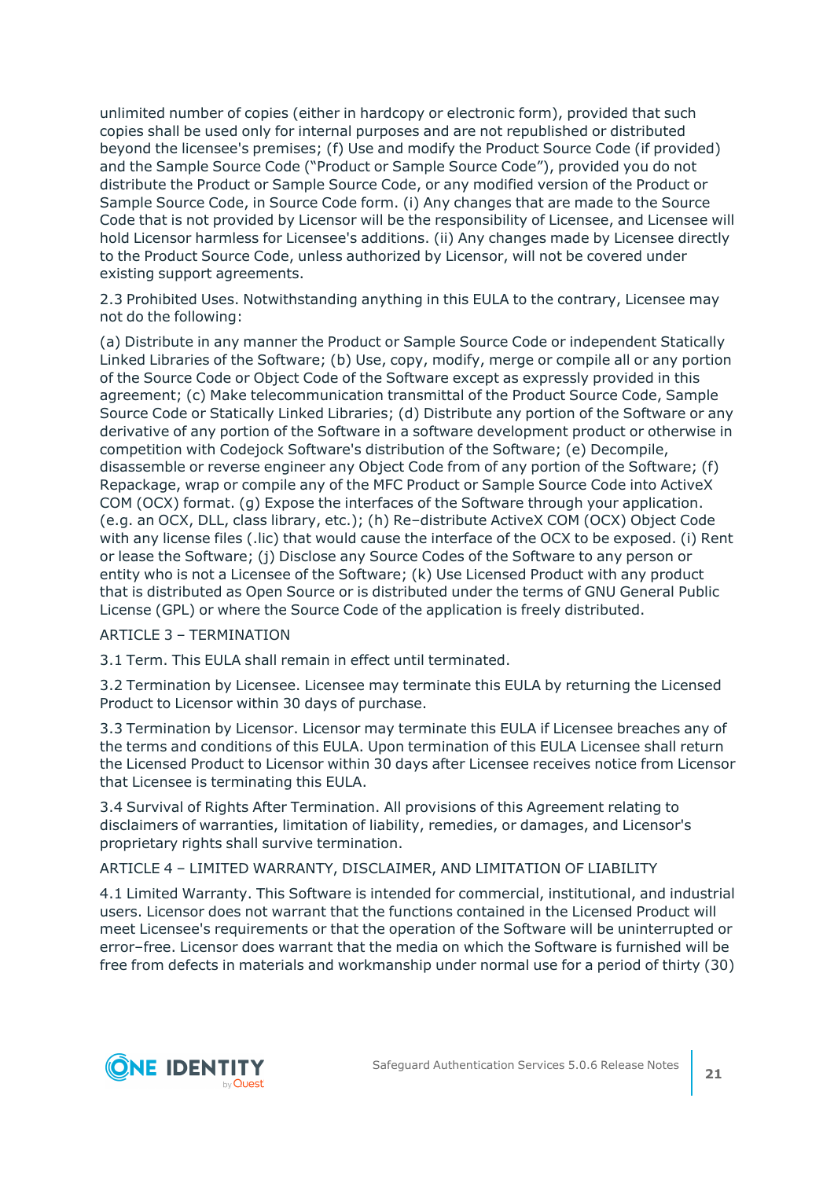unlimited number of copies (either in hardcopy or electronic form), provided that such copies shall be used only for internal purposes and are not republished or distributed beyond the licensee's premises; (f) Use and modify the Product Source Code (if provided) and the Sample Source Code ("Product or Sample Source Code"), provided you do not distribute the Product or Sample Source Code, or any modified version of the Product or Sample Source Code, in Source Code form. (i) Any changes that are made to the Source Code that is not provided by Licensor will be the responsibility of Licensee, and Licensee will hold Licensor harmless for Licensee's additions. (ii) Any changes made by Licensee directly to the Product Source Code, unless authorized by Licensor, will not be covered under existing support agreements.

2.3 Prohibited Uses. Notwithstanding anything in this EULA to the contrary, Licensee may not do the following:

(a) Distribute in any manner the Product or Sample Source Code or independent Statically Linked Libraries of the Software; (b) Use, copy, modify, merge or compile all or any portion of the Source Code or Object Code of the Software except as expressly provided in this agreement; (c) Make telecommunication transmittal of the Product Source Code, Sample Source Code or Statically Linked Libraries; (d) Distribute any portion of the Software or any derivative of any portion of the Software in a software development product or otherwise in competition with Codejock Software's distribution of the Software; (e) Decompile, disassemble or reverse engineer any Object Code from of any portion of the Software; (f) Repackage, wrap or compile any of the MFC Product or Sample Source Code into ActiveX COM (OCX) format. (g) Expose the interfaces of the Software through your application. (e.g. an OCX, DLL, class library, etc.); (h) Re–distribute ActiveX COM (OCX) Object Code with any license files (.lic) that would cause the interface of the OCX to be exposed. (i) Rent or lease the Software; (j) Disclose any Source Codes of the Software to any person or entity who is not a Licensee of the Software; (k) Use Licensed Product with any product that is distributed as Open Source or is distributed under the terms of GNU General Public License (GPL) or where the Source Code of the application is freely distributed.

ARTICLE 3 – TERMINATION

3.1 Term. This EULA shall remain in effect until terminated.

3.2 Termination by Licensee. Licensee may terminate this EULA by returning the Licensed Product to Licensor within 30 days of purchase.

3.3 Termination by Licensor. Licensor may terminate this EULA if Licensee breaches any of the terms and conditions of this EULA. Upon termination of this EULA Licensee shall return the Licensed Product to Licensor within 30 days after Licensee receives notice from Licensor that Licensee is terminating this EULA.

3.4 Survival of Rights After Termination. All provisions of this Agreement relating to disclaimers of warranties, limitation of liability, remedies, or damages, and Licensor's proprietary rights shall survive termination.

ARTICLE 4 – LIMITED WARRANTY, DISCLAIMER, AND LIMITATION OF LIABILITY

4.1 Limited Warranty. This Software is intended for commercial, institutional, and industrial users. Licensor does not warrant that the functions contained in the Licensed Product will meet Licensee's requirements or that the operation of the Software will be uninterrupted or error–free. Licensor does warrant that the media on which the Software is furnished will be free from defects in materials and workmanship under normal use for a period of thirty (30)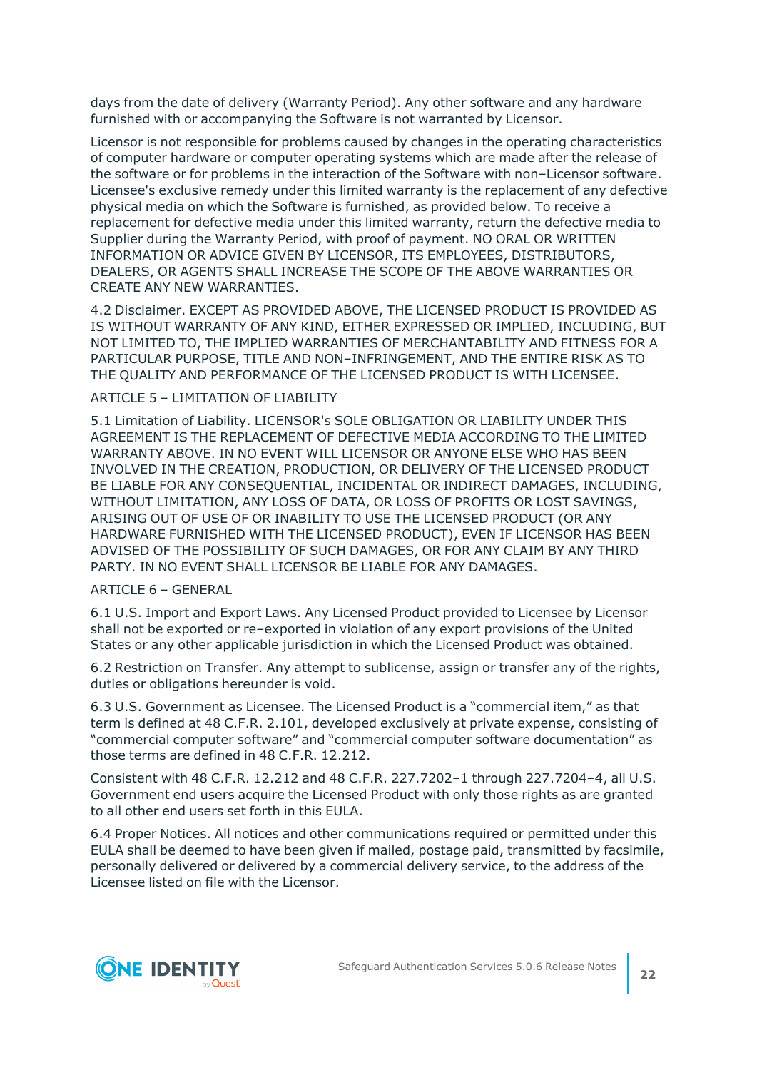days from the date of delivery (Warranty Period). Any other software and any hardware furnished with or accompanying the Software is not warranted by Licensor.

Licensor is not responsible for problems caused by changes in the operating characteristics of computer hardware or computer operating systems which are made after the release of the software or for problems in the interaction of the Software with non–Licensor software. Licensee's exclusive remedy under this limited warranty is the replacement of any defective physical media on which the Software is furnished, as provided below. To receive a replacement for defective media under this limited warranty, return the defective media to Supplier during the Warranty Period, with proof of payment. NO ORAL OR WRITTEN INFORMATION OR ADVICE GIVEN BY LICENSOR, ITS EMPLOYEES, DISTRIBUTORS, DEALERS, OR AGENTS SHALL INCREASE THE SCOPE OF THE ABOVE WARRANTIES OR CREATE ANY NEW WARRANTIES.

4.2 Disclaimer. EXCEPT AS PROVIDED ABOVE, THE LICENSED PRODUCT IS PROVIDED AS IS WITHOUT WARRANTY OF ANY KIND, EITHER EXPRESSED OR IMPLIED, INCLUDING, BUT NOT LIMITED TO, THE IMPLIED WARRANTIES OF MERCHANTABILITY AND FITNESS FOR A PARTICULAR PURPOSE, TITLE AND NON–INFRINGEMENT, AND THE ENTIRE RISK AS TO THE QUALITY AND PERFORMANCE OF THE LICENSED PRODUCT IS WITH LICENSEE.

ARTICLE 5 – LIMITATION OF LIABILITY

5.1 Limitation of Liability. LICENSOR's SOLE OBLIGATION OR LIABILITY UNDER THIS AGREEMENT IS THE REPLACEMENT OF DEFECTIVE MEDIA ACCORDING TO THE LIMITED WARRANTY ABOVE. IN NO EVENT WILL LICENSOR OR ANYONE ELSE WHO HAS BEEN INVOLVED IN THE CREATION, PRODUCTION, OR DELIVERY OF THE LICENSED PRODUCT BE LIABLE FOR ANY CONSEQUENTIAL, INCIDENTAL OR INDIRECT DAMAGES, INCLUDING, WITHOUT LIMITATION, ANY LOSS OF DATA, OR LOSS OF PROFITS OR LOST SAVINGS, ARISING OUT OF USE OF OR INABILITY TO USE THE LICENSED PRODUCT (OR ANY HARDWARE FURNISHED WITH THE LICENSED PRODUCT), EVEN IF LICENSOR HAS BEEN ADVISED OF THE POSSIBILITY OF SUCH DAMAGES, OR FOR ANY CLAIM BY ANY THIRD PARTY. IN NO EVENT SHALL LICENSOR BE LIABLE FOR ANY DAMAGES.

ARTICLE 6 – GENERAL

6.1 U.S. Import and Export Laws. Any Licensed Product provided to Licensee by Licensor shall not be exported or re–exported in violation of any export provisions of the United States or any other applicable jurisdiction in which the Licensed Product was obtained.

6.2 Restriction on Transfer. Any attempt to sublicense, assign or transfer any of the rights, duties or obligations hereunder is void.

6.3 U.S. Government as Licensee. The Licensed Product is a "commercial item," as that term is defined at 48 C.F.R. 2.101, developed exclusively at private expense, consisting of "commercial computer software" and "commercial computer software documentation" as those terms are defined in 48 C.F.R. 12.212.

Consistent with 48 C.F.R. 12.212 and 48 C.F.R. 227.7202–1 through 227.7204–4, all U.S. Government end users acquire the Licensed Product with only those rights as are granted to all other end users set forth in this EULA.

6.4 Proper Notices. All notices and other communications required or permitted under this EULA shall be deemed to have been given if mailed, postage paid, transmitted by facsimile, personally delivered or delivered by a commercial delivery service, to the address of the Licensee listed on file with the Licensor.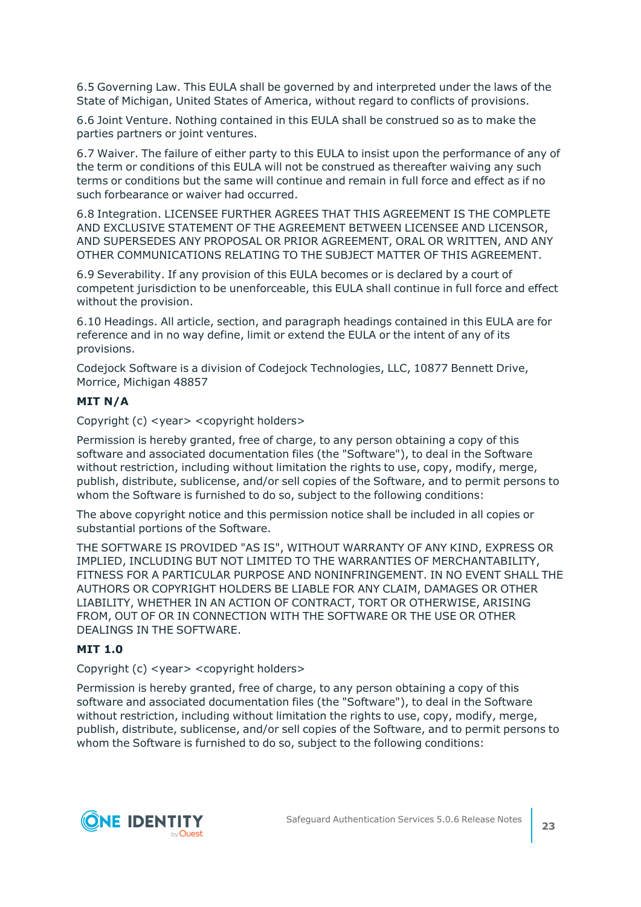6.5 Governing Law. This EULA shall be governed by and interpreted under the laws of the State of Michigan, United States of America, without regard to conflicts of provisions.

6.6 Joint Venture. Nothing contained in this EULA shall be construed so as to make the parties partners or joint ventures.

6.7 Waiver. The failure of either party to this EULA to insist upon the performance of any of the term or conditions of this EULA will not be construed as thereafter waiving any such terms or conditions but the same will continue and remain in full force and effect as if no such forbearance or waiver had occurred.

6.8 Integration. LICENSEE FURTHER AGREES THAT THIS AGREEMENT IS THE COMPLETE AND EXCLUSIVE STATEMENT OF THE AGREEMENT BETWEEN LICENSEE AND LICENSOR, AND SUPERSEDES ANY PROPOSAL OR PRIOR AGREEMENT, ORAL OR WRITTEN, AND ANY OTHER COMMUNICATIONS RELATING TO THE SUBJECT MATTER OF THIS AGREEMENT.

6.9 Severability. If any provision of this EULA becomes or is declared by a court of competent jurisdiction to be unenforceable, this EULA shall continue in full force and effect without the provision.

6.10 Headings. All article, section, and paragraph headings contained in this EULA are for reference and in no way define, limit or extend the EULA or the intent of any of its provisions.

Codejock Software is a division of Codejock Technologies, LLC, 10877 Bennett Drive, Morrice, Michigan 48857

**MIT N/A**

Copyright (c) <year> <copyright holders>

Permission is hereby granted, free of charge, to any person obtaining a copy of this software and associated documentation files (the "Software"), to deal in the Software without restriction, including without limitation the rights to use, copy, modify, merge, publish, distribute, sublicense, and/or sell copies of the Software, and to permit persons to whom the Software is furnished to do so, subject to the following conditions:

The above copyright notice and this permission notice shall be included in all copies or substantial portions of the Software.

THE SOFTWARE IS PROVIDED "AS IS", WITHOUT WARRANTY OF ANY KIND, EXPRESS OR IMPLIED, INCLUDING BUT NOT LIMITED TO THE WARRANTIES OF MERCHANTABILITY, FITNESS FOR A PARTICULAR PURPOSE AND NONINFRINGEMENT. IN NO EVENT SHALL THE AUTHORS OR COPYRIGHT HOLDERS BE LIABLE FOR ANY CLAIM, DAMAGES OR OTHER LIABILITY, WHETHER IN AN ACTION OF CONTRACT, TORT OR OTHERWISE, ARISING FROM, OUT OF OR IN CONNECTION WITH THE SOFTWARE OR THE USE OR OTHER DEALINGS IN THE SOFTWARE.

**MIT 1.0**

Copyright (c) <year> <copyright holders>

Permission is hereby granted, free of charge, to any person obtaining a copy of this software and associated documentation files (the "Software"), to deal in the Software without restriction, including without limitation the rights to use, copy, modify, merge, publish, distribute, sublicense, and/or sell copies of the Software, and to permit persons to whom the Software is furnished to do so, subject to the following conditions: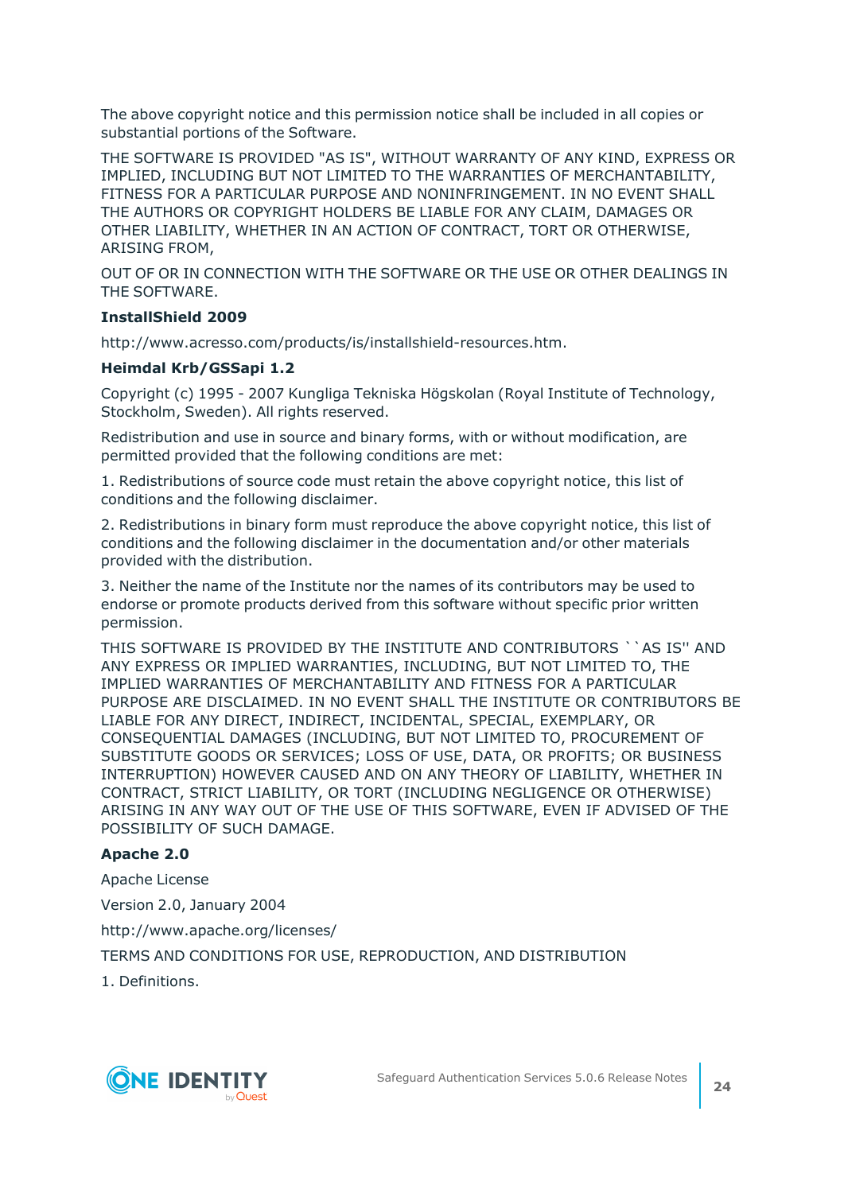The above copyright notice and this permission notice shall be included in all copies or substantial portions of the Software.

THE SOFTWARE IS PROVIDED "AS IS", WITHOUT WARRANTY OF ANY KIND, EXPRESS OR IMPLIED, INCLUDING BUT NOT LIMITED TO THE WARRANTIES OF MERCHANTABILITY, FITNESS FOR A PARTICULAR PURPOSE AND NONINFRINGEMENT. IN NO EVENT SHALL THE AUTHORS OR COPYRIGHT HOLDERS BE LIABLE FOR ANY CLAIM, DAMAGES OR OTHER LIABILITY, WHETHER IN AN ACTION OF CONTRACT, TORT OR OTHERWISE, ARISING FROM,

OUT OF OR IN CONNECTION WITH THE SOFTWARE OR THE USE OR OTHER DEALINGS IN THE SOFTWARE.

**InstallShield 2009**

http://www.acresso.com/products/is/installshield-resources.htm.

**Heimdal Krb/GSSapi 1.2**

Copyright (c) 1995 - 2007 Kungliga Tekniska Högskolan (Royal Institute of Technology, Stockholm, Sweden). All rights reserved.

Redistribution and use in source and binary forms, with or without modification, are permitted provided that the following conditions are met:

1. Redistributions of source code must retain the above copyright notice, this list of conditions and the following disclaimer.

2. Redistributions in binary form must reproduce the above copyright notice, this list of conditions and the following disclaimer in the documentation and/or other materials provided with the distribution.

3. Neither the name of the Institute nor the names of its contributors may be used to endorse or promote products derived from this software without specific prior written permission.

THIS SOFTWARE IS PROVIDED BY THE INSTITUTE AND CONTRIBUTORS ``AS IS'' AND ANY EXPRESS OR IMPLIED WARRANTIES, INCLUDING, BUT NOT LIMITED TO, THE IMPLIED WARRANTIES OF MERCHANTABILITY AND FITNESS FOR A PARTICULAR PURPOSE ARE DISCLAIMED. IN NO EVENT SHALL THE INSTITUTE OR CONTRIBUTORS BE LIABLE FOR ANY DIRECT, INDIRECT, INCIDENTAL, SPECIAL, EXEMPLARY, OR CONSEQUENTIAL DAMAGES (INCLUDING, BUT NOT LIMITED TO, PROCUREMENT OF SUBSTITUTE GOODS OR SERVICES; LOSS OF USE, DATA, OR PROFITS; OR BUSINESS INTERRUPTION) HOWEVER CAUSED AND ON ANY THEORY OF LIABILITY, WHETHER IN CONTRACT, STRICT LIABILITY, OR TORT (INCLUDING NEGLIGENCE OR OTHERWISE) ARISING IN ANY WAY OUT OF THE USE OF THIS SOFTWARE, EVEN IF ADVISED OF THE POSSIBILITY OF SUCH DAMAGE.

**Apache 2.0**

Apache License

Version 2.0, January 2004

http://www.apache.org/licenses/

TERMS AND CONDITIONS FOR USE, REPRODUCTION, AND DISTRIBUTION

1. Definitions.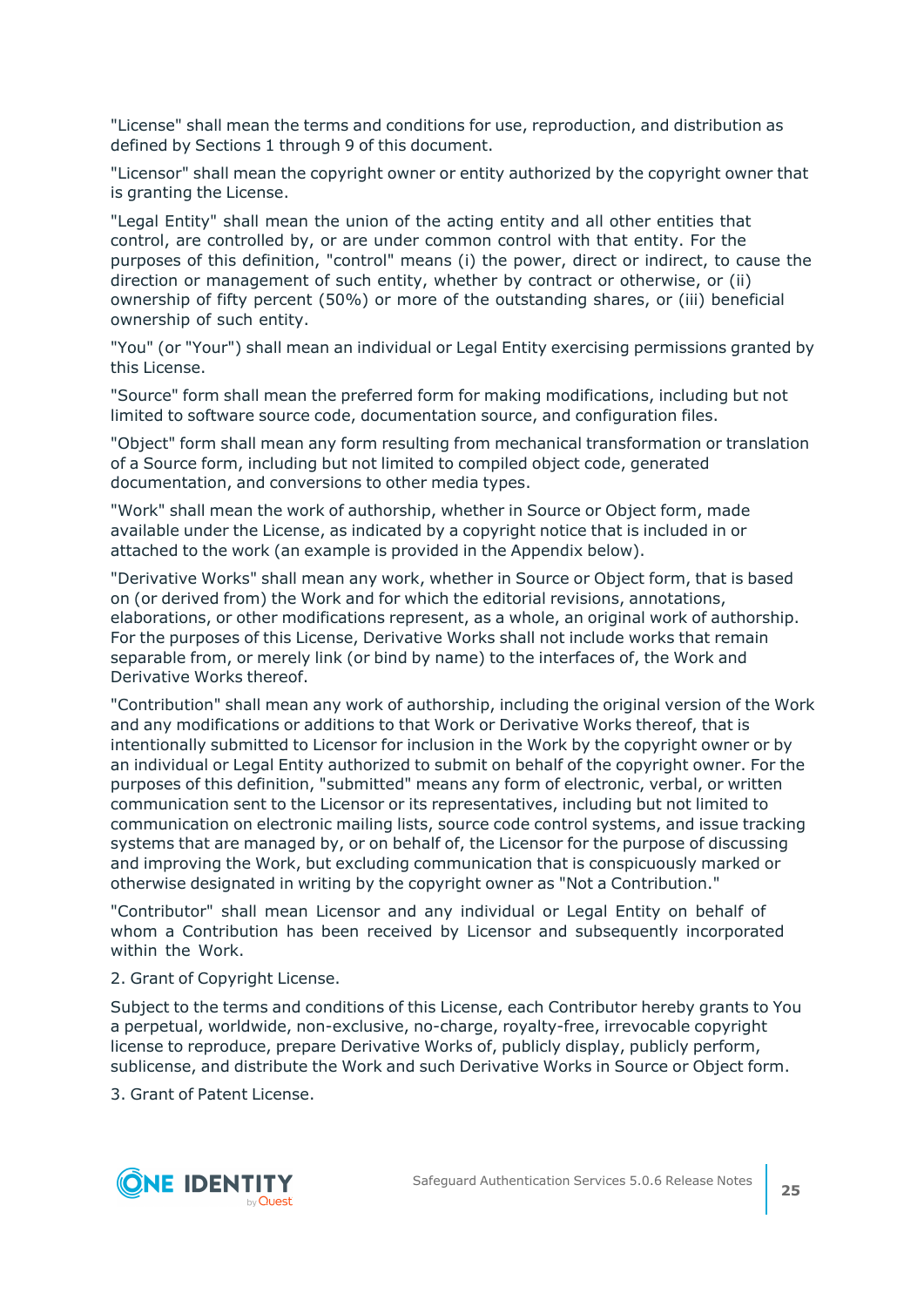"License" shall mean the terms and conditions for use, reproduction, and distribution as defined by Sections 1 through 9 of this document.

"Licensor" shall mean the copyright owner or entity authorized by the copyright owner that is granting the License.

"Legal Entity" shall mean the union of the acting entity and all other entities that control, are controlled by, or are under common control with that entity. For the purposes of this definition, "control" means (i) the power, direct or indirect, to cause the direction or management of such entity, whether by contract or otherwise, or (ii) ownership of fifty percent (50%) or more of the outstanding shares, or (iii) beneficial ownership of such entity.

"You" (or "Your") shall mean an individual or Legal Entity exercising permissions granted by this License.

"Source" form shall mean the preferred form for making modifications, including but not limited to software source code, documentation source, and configuration files.

"Object" form shall mean any form resulting from mechanical transformation or translation of a Source form, including but not limited to compiled object code, generated documentation, and conversions to other media types.

"Work" shall mean the work of authorship, whether in Source or Object form, made available under the License, as indicated by a copyright notice that is included in or attached to the work (an example is provided in the Appendix below).

"Derivative Works" shall mean any work, whether in Source or Object form, that is based on (or derived from) the Work and for which the editorial revisions, annotations, elaborations, or other modifications represent, as a whole, an original work of authorship. For the purposes of this License, Derivative Works shall not include works that remain separable from, or merely link (or bind by name) to the interfaces of, the Work and Derivative Works thereof.

"Contribution" shall mean any work of authorship, including the original version of the Work and any modifications or additions to that Work or Derivative Works thereof, that is intentionally submitted to Licensor for inclusion in the Work by the copyright owner or by an individual or Legal Entity authorized to submit on behalf of the copyright owner. For the purposes of this definition, "submitted" means any form of electronic, verbal, or written communication sent to the Licensor or its representatives, including but not limited to communication on electronic mailing lists, source code control systems, and issue tracking systems that are managed by, or on behalf of, the Licensor for the purpose of discussing and improving the Work, but excluding communication that is conspicuously marked or otherwise designated in writing by the copyright owner as "Not a Contribution."

"Contributor" shall mean Licensor and any individual or Legal Entity on behalf of whom a Contribution has been received by Licensor and subsequently incorporated within the Work.

2. Grant of Copyright License.

Subject to the terms and conditions of this License, each Contributor hereby grants to You a perpetual, worldwide, non-exclusive, no-charge, royalty-free, irrevocable copyright license to reproduce, prepare Derivative Works of, publicly display, publicly perform, sublicense, and distribute the Work and such Derivative Works in Source or Object form.

3. Grant of Patent License.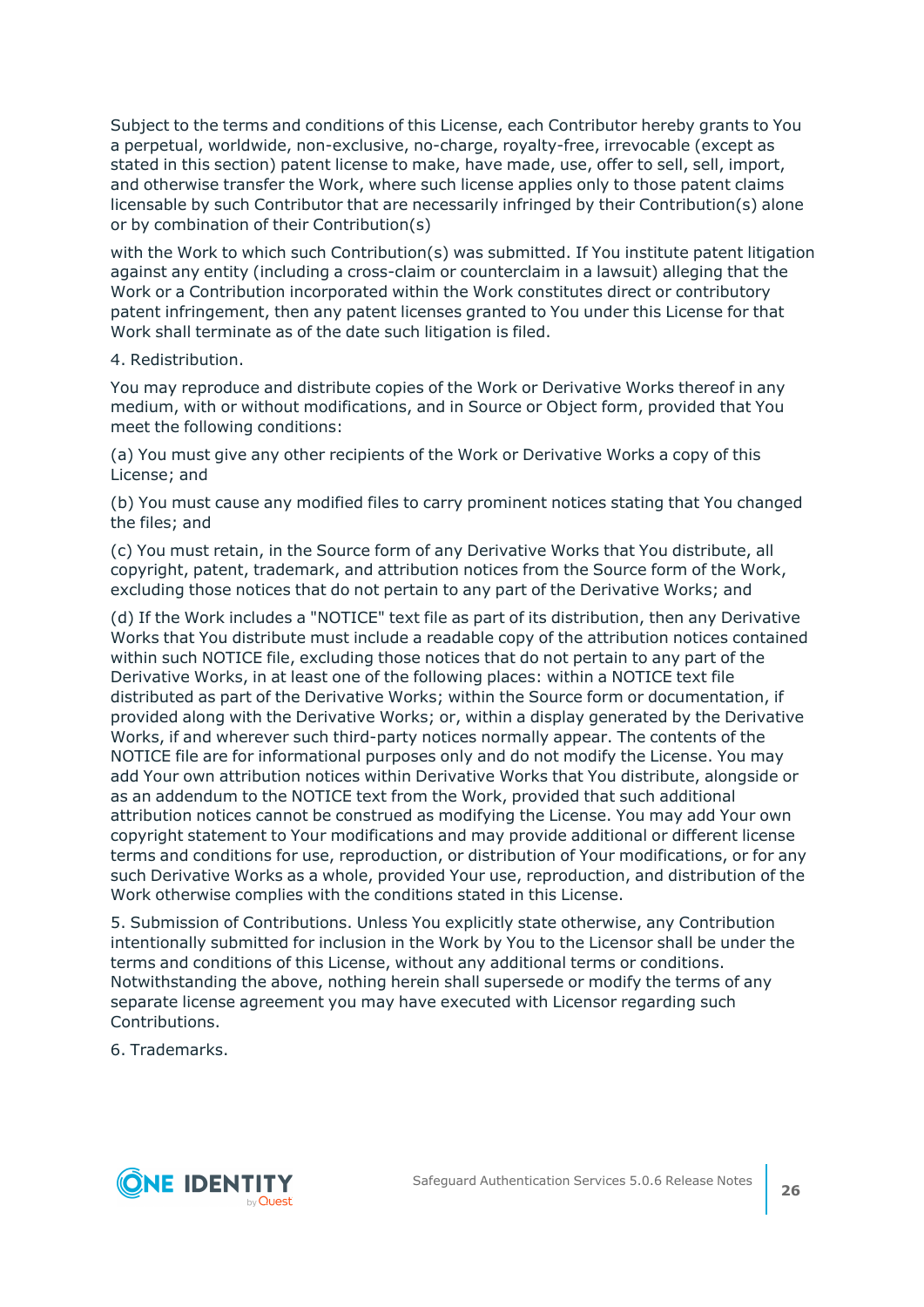Subject to the terms and conditions of this License, each Contributor hereby grants to You a perpetual, worldwide, non-exclusive, no-charge, royalty-free, irrevocable (except as stated in this section) patent license to make, have made, use, offer to sell, sell, import, and otherwise transfer the Work, where such license applies only to those patent claims licensable by such Contributor that are necessarily infringed by their Contribution(s) alone or by combination of their Contribution(s)

with the Work to which such Contribution(s) was submitted. If You institute patent litigation against any entity (including a cross-claim or counterclaim in a lawsuit) alleging that the Work or a Contribution incorporated within the Work constitutes direct or contributory patent infringement, then any patent licenses granted to You under this License for that Work shall terminate as of the date such litigation is filed.

4. Redistribution.

You may reproduce and distribute copies of the Work or Derivative Works thereof in any medium, with or without modifications, and in Source or Object form, provided that You meet the following conditions:

(a) You must give any other recipients of the Work or Derivative Works a copy of this License; and

(b) You must cause any modified files to carry prominent notices stating that You changed the files; and

(c) You must retain, in the Source form of any Derivative Works that You distribute, all copyright, patent, trademark, and attribution notices from the Source form of the Work, excluding those notices that do not pertain to any part of the Derivative Works; and

(d) If the Work includes a "NOTICE" text file as part of its distribution, then any Derivative Works that You distribute must include a readable copy of the attribution notices contained within such NOTICE file, excluding those notices that do not pertain to any part of the Derivative Works, in at least one of the following places: within a NOTICE text file distributed as part of the Derivative Works; within the Source form or documentation, if provided along with the Derivative Works; or, within a display generated by the Derivative Works, if and wherever such third-party notices normally appear. The contents of the NOTICE file are for informational purposes only and do not modify the License. You may add Your own attribution notices within Derivative Works that You distribute, alongside or as an addendum to the NOTICE text from the Work, provided that such additional attribution notices cannot be construed as modifying the License. You may add Your own copyright statement to Your modifications and may provide additional or different license terms and conditions for use, reproduction, or distribution of Your modifications, or for any such Derivative Works as a whole, provided Your use, reproduction, and distribution of the Work otherwise complies with the conditions stated in this License.

5. Submission of Contributions. Unless You explicitly state otherwise, any Contribution intentionally submitted for inclusion in the Work by You to the Licensor shall be under the terms and conditions of this License, without any additional terms or conditions. Notwithstanding the above, nothing herein shall supersede or modify the terms of any separate license agreement you may have executed with Licensor regarding such Contributions.

6. Trademarks.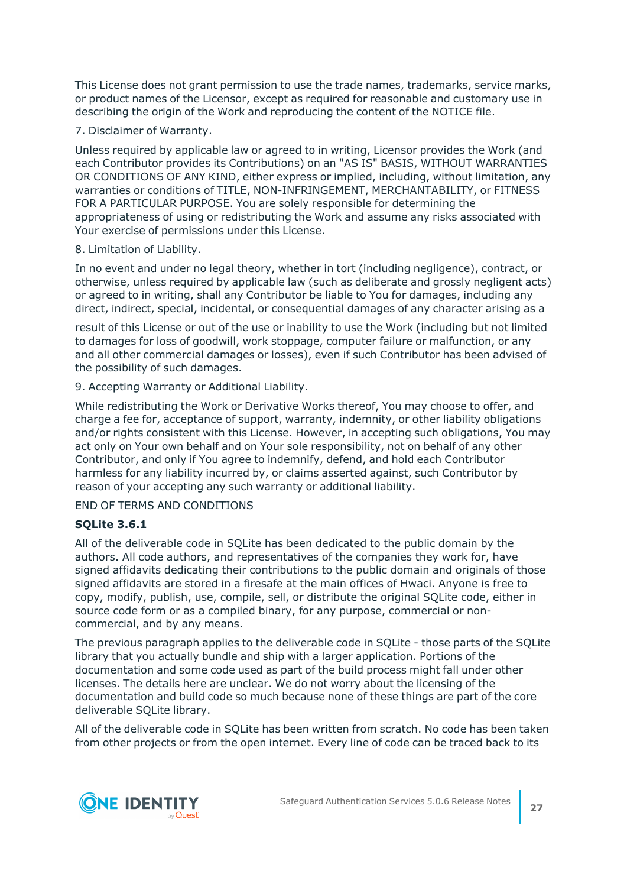This License does not grant permission to use the trade names, trademarks, service marks, or product names of the Licensor, except as required for reasonable and customary use in describing the origin of the Work and reproducing the content of the NOTICE file.

7. Disclaimer of Warranty.

Unless required by applicable law or agreed to in writing, Licensor provides the Work (and each Contributor provides its Contributions) on an "AS IS" BASIS, WITHOUT WARRANTIES OR CONDITIONS OF ANY KIND, either express or implied, including, without limitation, any warranties or conditions of TITLE, NON-INFRINGEMENT, MERCHANTABILITY, or FITNESS FOR A PARTICULAR PURPOSE. You are solely responsible for determining the appropriateness of using or redistributing the Work and assume any risks associated with Your exercise of permissions under this License.

8. Limitation of Liability.

In no event and under no legal theory, whether in tort (including negligence), contract, or otherwise, unless required by applicable law (such as deliberate and grossly negligent acts) or agreed to in writing, shall any Contributor be liable to You for damages, including any direct, indirect, special, incidental, or consequential damages of any character arising as a result of this License or out of the use or inability to use the Work (including but not limited to damages for loss of goodwill, work stoppage, computer failure or malfunction, or any and all other commercial damages or losses), even if such Contributor has been advised of the possibility of such damages.

9. Accepting Warranty or Additional Liability.

While redistributing the Work or Derivative Works thereof, You may choose to offer, and charge a fee for, acceptance of support, warranty, indemnity, or other liability obligations and/or rights consistent with this License. However, in accepting such obligations, You may act only on Your own behalf and on Your sole responsibility, not on behalf of any other Contributor, and only if You agree to indemnify, defend, and hold each Contributor harmless for any liability incurred by, or claims asserted against, such Contributor by reason of your accepting any such warranty or additional liability.

END OF TERMS AND CONDITIONS

**SQLite 3.6.1**

All of the deliverable code in SQLite has been dedicated to the public domain by the authors. All code authors, and representatives of the companies they work for, have signed affidavits dedicating their contributions to the public domain and originals of those signed affidavits are stored in a firesafe at the main offices of Hwaci. Anyone is free to copy, modify, publish, use, compile, sell, or distribute the original SQLite code, either in source code form or as a compiled binary, for any purpose, commercial or non-commercial, and by any means.

The previous paragraph applies to the deliverable code in SQLite - those parts of the SQLite library that you actually bundle and ship with a larger application. Portions of the documentation and some code used as part of the build process might fall under other licenses. The details here are unclear. We do not worry about the licensing of the documentation and build code so much because none of these things are part of the core deliverable SQLite library.

All of the deliverable code in SQLite has been written from scratch. No code has been taken from other projects or from the open internet. Every line of code can be traced back to its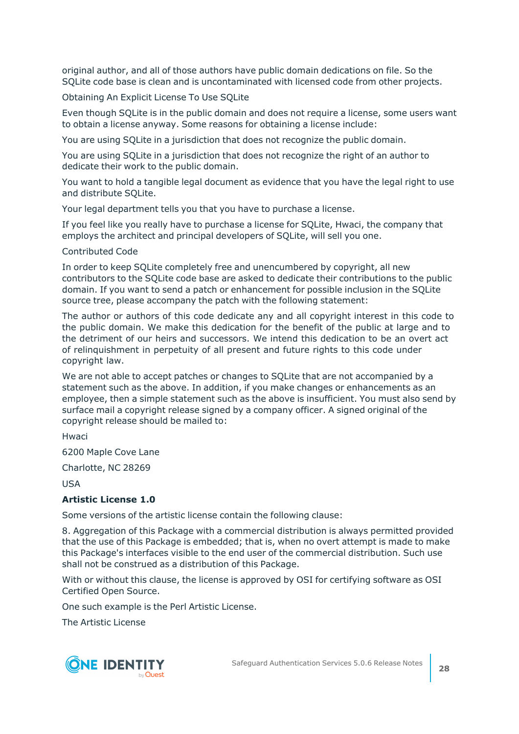original author, and all of those authors have public domain dedications on file. So the SQLite code base is clean and is uncontaminated with licensed code from other projects.

Obtaining An Explicit License To Use SQLite

Even though SQLite is in the public domain and does not require a license, some users want to obtain a license anyway. Some reasons for obtaining a license include:

You are using SQLite in a jurisdiction that does not recognize the public domain.

You are using SQLite in a jurisdiction that does not recognize the right of an author to dedicate their work to the public domain.

You want to hold a tangible legal document as evidence that you have the legal right to use and distribute SQLite.

Your legal department tells you that you have to purchase a license.

If you feel like you really have to purchase a license for SQLite, Hwaci, the company that employs the architect and principal developers of SQLite, will sell you one.

Contributed Code

In order to keep SQLite completely free and unencumbered by copyright, all new contributors to the SQLite code base are asked to dedicate their contributions to the public domain. If you want to send a patch or enhancement for possible inclusion in the SQLite source tree, please accompany the patch with the following statement:

The author or authors of this code dedicate any and all copyright interest in this code to the public domain. We make this dedication for the benefit of the public at large and to the detriment of our heirs and successors. We intend this dedication to be an overt act of relinquishment in perpetuity of all present and future rights to this code under copyright law.

We are not able to accept patches or changes to SQLite that are not accompanied by a statement such as the above. In addition, if you make changes or enhancements as an employee, then a simple statement such as the above is insufficient. You must also send by surface mail a copyright release signed by a company officer. A signed original of the copyright release should be mailed to:

Hwaci

6200 Maple Cove Lane

Charlotte, NC 28269

USA

**Artistic License 1.0**

Some versions of the artistic license contain the following clause:

8. Aggregation of this Package with a commercial distribution is always permitted provided that the use of this Package is embedded; that is, when no overt attempt is made to make this Package's interfaces visible to the end user of the commercial distribution. Such use shall not be construed as a distribution of this Package.

With or without this clause, the license is approved by OSI for certifying software as OSI Certified Open Source.

One such example is the Perl Artistic License.

The Artistic License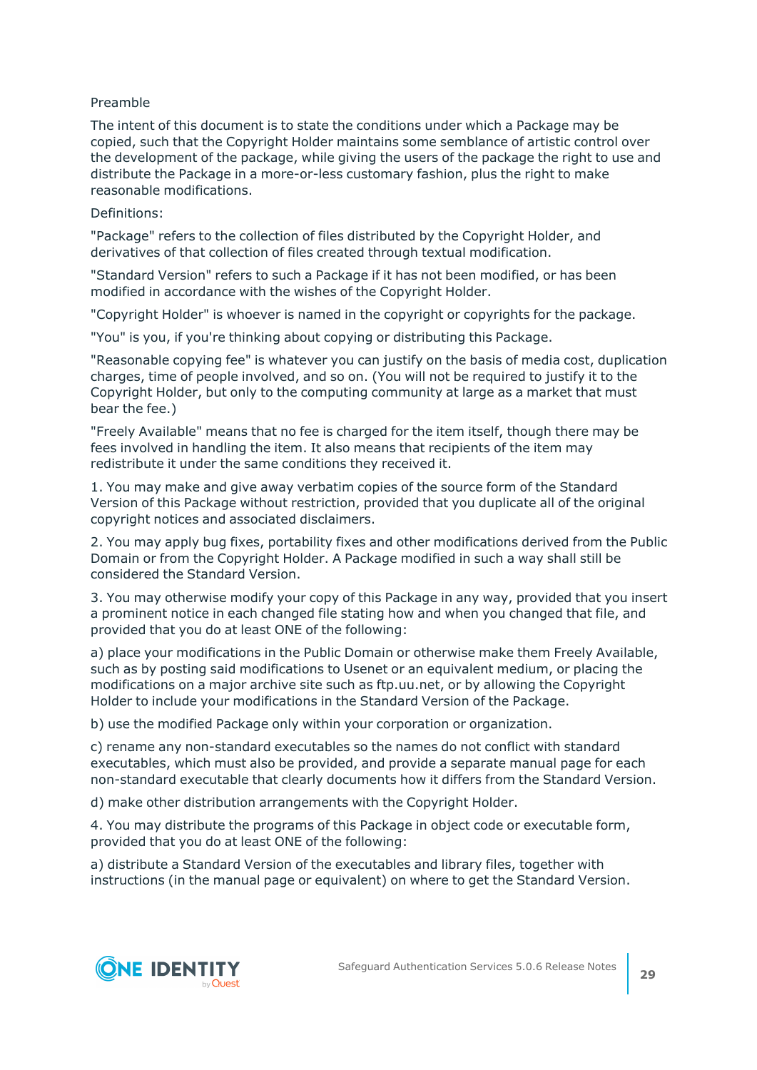Preamble

The intent of this document is to state the conditions under which a Package may be copied, such that the Copyright Holder maintains some semblance of artistic control over the development of the package, while giving the users of the package the right to use and distribute the Package in a more-or-less customary fashion, plus the right to make reasonable modifications.

Definitions:

"Package" refers to the collection of files distributed by the Copyright Holder, and derivatives of that collection of files created through textual modification.

"Standard Version" refers to such a Package if it has not been modified, or has been modified in accordance with the wishes of the Copyright Holder.

"Copyright Holder" is whoever is named in the copyright or copyrights for the package.

"You" is you, if you're thinking about copying or distributing this Package.

"Reasonable copying fee" is whatever you can justify on the basis of media cost, duplication charges, time of people involved, and so on. (You will not be required to justify it to the Copyright Holder, but only to the computing community at large as a market that must bear the fee.)

"Freely Available" means that no fee is charged for the item itself, though there may be fees involved in handling the item. It also means that recipients of the item may redistribute it under the same conditions they received it.

1. You may make and give away verbatim copies of the source form of the Standard Version of this Package without restriction, provided that you duplicate all of the original copyright notices and associated disclaimers.

2. You may apply bug fixes, portability fixes and other modifications derived from the Public Domain or from the Copyright Holder. A Package modified in such a way shall still be considered the Standard Version.

3. You may otherwise modify your copy of this Package in any way, provided that you insert a prominent notice in each changed file stating how and when you changed that file, and provided that you do at least ONE of the following:

a) place your modifications in the Public Domain or otherwise make them Freely Available, such as by posting said modifications to Usenet or an equivalent medium, or placing the modifications on a major archive site such as ftp.uu.net, or by allowing the Copyright Holder to include your modifications in the Standard Version of the Package.

b) use the modified Package only within your corporation or organization.

c) rename any non-standard executables so the names do not conflict with standard executables, which must also be provided, and provide a separate manual page for each non-standard executable that clearly documents how it differs from the Standard Version.

d) make other distribution arrangements with the Copyright Holder.

4. You may distribute the programs of this Package in object code or executable form, provided that you do at least ONE of the following:

a) distribute a Standard Version of the executables and library files, together with instructions (in the manual page or equivalent) on where to get the Standard Version.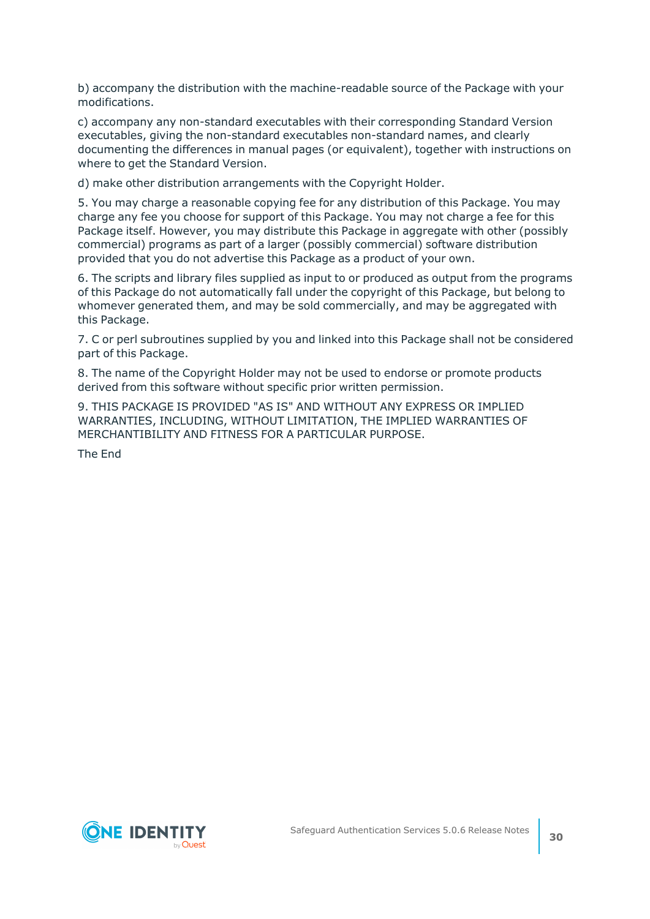b) accompany the distribution with the machine-readable source of the Package with your modifications.

c) accompany any non-standard executables with their corresponding Standard Version executables, giving the non-standard executables non-standard names, and clearly documenting the differences in manual pages (or equivalent), together with instructions on where to get the Standard Version.

d) make other distribution arrangements with the Copyright Holder.

5. You may charge a reasonable copying fee for any distribution of this Package. You may charge any fee you choose for support of this Package. You may not charge a fee for this Package itself. However, you may distribute this Package in aggregate with other (possibly commercial) programs as part of a larger (possibly commercial) software distribution provided that you do not advertise this Package as a product of your own.

6. The scripts and library files supplied as input to or produced as output from the programs of this Package do not automatically fall under the copyright of this Package, but belong to whomever generated them, and may be sold commercially, and may be aggregated with this Package.

7. C or perl subroutines supplied by you and linked into this Package shall not be considered part of this Package.

8. The name of the Copyright Holder may not be used to endorse or promote products derived from this software without specific prior written permission.

9. THIS PACKAGE IS PROVIDED "AS IS" AND WITHOUT ANY EXPRESS OR IMPLIED WARRANTIES, INCLUDING, WITHOUT LIMITATION, THE IMPLIED WARRANTIES OF MERCHANTIBILITY AND FITNESS FOR A PARTICULAR PURPOSE.

The End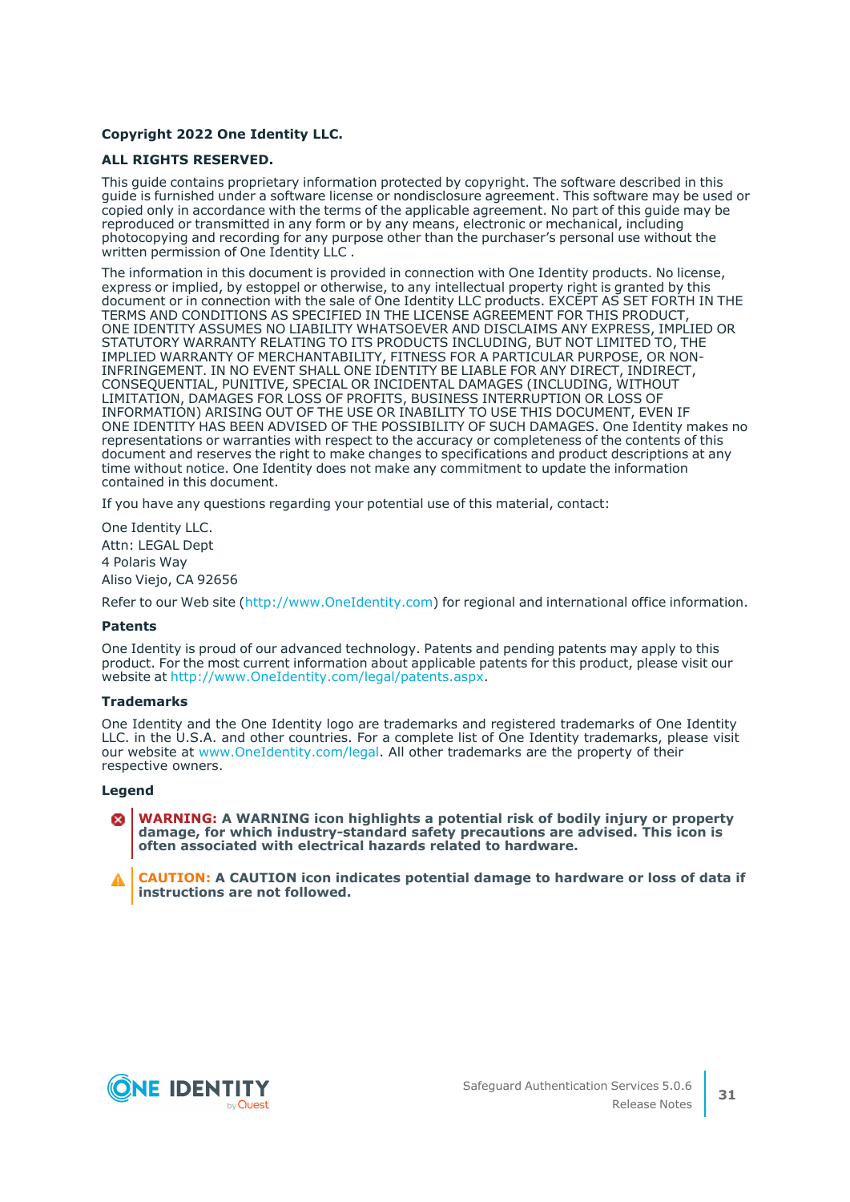**Copyright 2022 One Identity LLC.**

**ALL RIGHTS RESERVED.**

This guide contains proprietary information protected by copyright. The software described in this guide is furnished under a software license or nondisclosure agreement. This software may be used or copied only in accordance with the terms of the applicable agreement. No part of this guide may be reproduced or transmitted in any form or by any means, electronic or mechanical, including photocopying and recording for any purpose other than the purchaser's personal use without the written permission of One Identity LLC .

The information in this document is provided in connection with One Identity products. No license, express or implied, by estoppel or otherwise, to any intellectual property right is granted by this document or in connection with the sale of One Identity LLC products. EXCEPT AS SET FORTH IN THE TERMS AND CONDITIONS AS SPECIFIED IN THE LICENSE AGREEMENT FOR THIS PRODUCT, ONE IDENTITY ASSUMES NO LIABILITY WHATSOEVER AND DISCLAIMS ANY EXPRESS, IMPLIED OR STATUTORY WARRANTY RELATING TO ITS PRODUCTS INCLUDING, BUT NOT LIMITED TO, THE IMPLIED WARRANTY OF MERCHANTABILITY, FITNESS FOR A PARTICULAR PURPOSE, OR NON-INFRINGEMENT. IN NO EVENT SHALL ONE IDENTITY BE LIABLE FOR ANY DIRECT, INDIRECT, CONSEQUENTIAL, PUNITIVE, SPECIAL OR INCIDENTAL DAMAGES (INCLUDING, WITHOUT LIMITATION, DAMAGES FOR LOSS OF PROFITS, BUSINESS INTERRUPTION OR LOSS OF INFORMATION) ARISING OUT OF THE USE OR INABILITY TO USE THIS DOCUMENT, EVEN IF ONE IDENTITY HAS BEEN ADVISED OF THE POSSIBILITY OF SUCH DAMAGES. One Identity makes no representations or warranties with respect to the accuracy or completeness of the contents of this document and reserves the right to make changes to specifications and product descriptions at any time without notice. One Identity does not make any commitment to update the information contained in this document.

If you have any questions regarding your potential use of this material, contact:

One Identity LLC.  
Attn: LEGAL Dept  
4 Polaris Way  
Aliso Viejo, CA 92656

Refer to our Web site (http://www.OneIdentity.com) for regional and international office information.

### Patents

One Identity is proud of our advanced technology. Patents and pending patents may apply to this product. For the most current information about applicable patents for this product, please visit our website at http://www.OneIdentity.com/legal/patents.aspx.

### Trademarks

One Identity and the One Identity logo are trademarks and registered trademarks of One Identity LLC. in the U.S.A. and other countries. For a complete list of One Identity trademarks, please visit our website at www.OneIdentity.com/legal. All other trademarks are the property of their respective owners.

### Legend

**WARNING: A WARNING icon highlights a potential risk of bodily injury or property damage, for which industry-standard safety precautions are advised. This icon is often associated with electrical hazards related to hardware.**

**CAUTION: A CAUTION icon indicates potential damage to hardware or loss of data if instructions are not followed.**